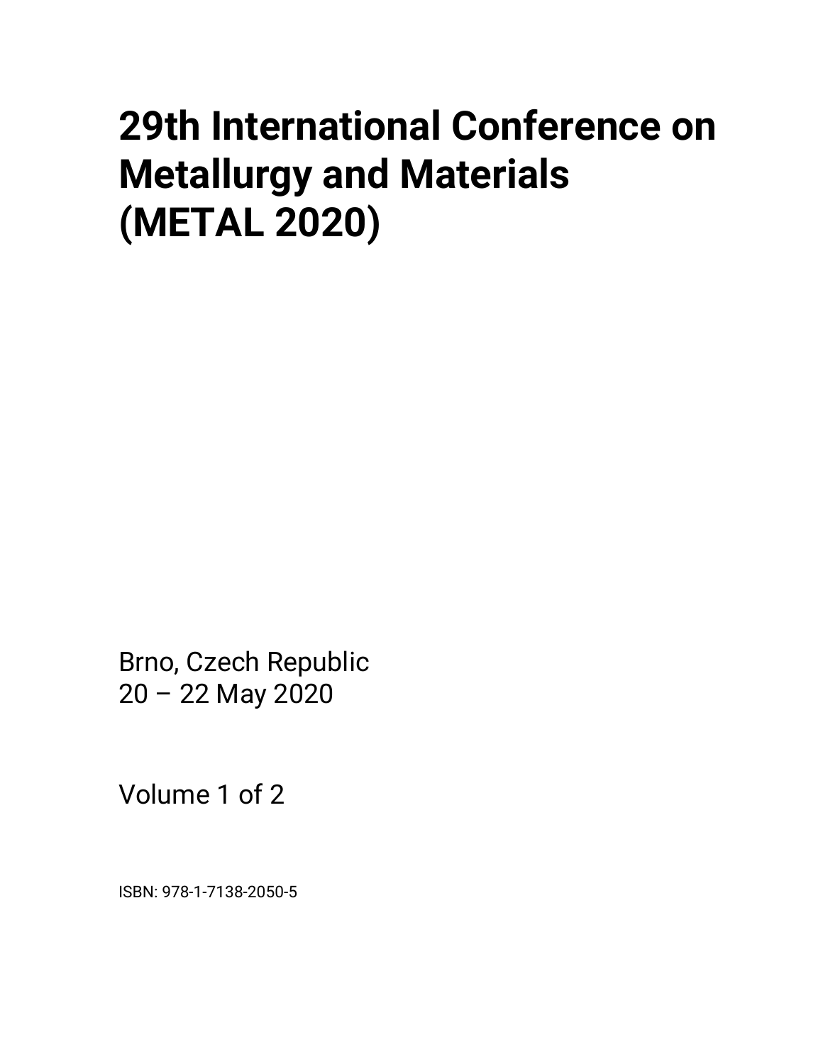# 29th International Conference on Metallurgy and Materials (METAL 2020)

Brno, Czech Republic
20 – 22 May 2020

Volume 1 of 2

ISBN: 978-1-7138-2050-5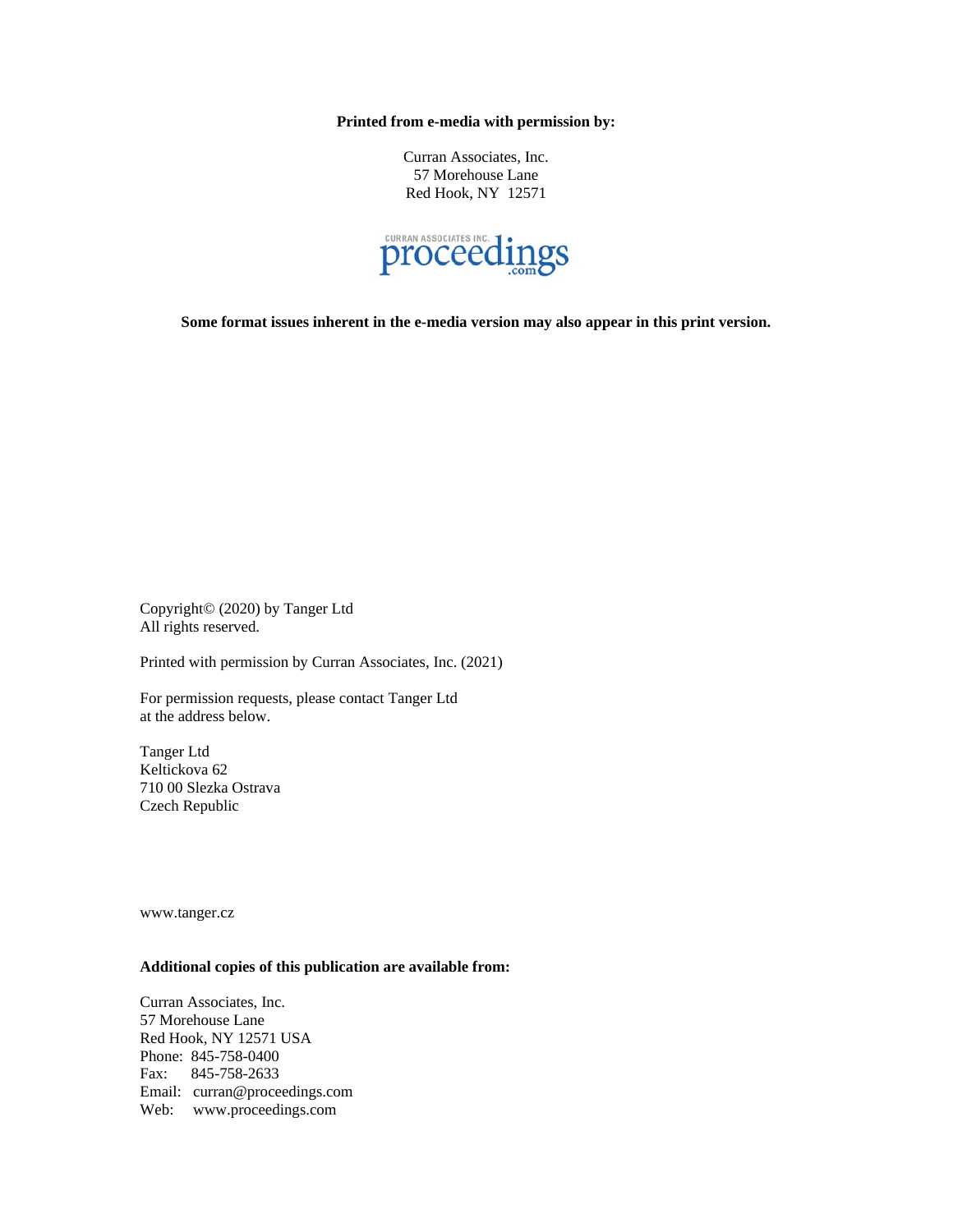**Printed from e-media with permission by:**

Curran Associates, Inc.
57 Morehouse Lane
Red Hook, NY 12571

**Some format issues inherent in the e-media version may also appear in this print version.**

Copyright© (2020) by Tanger Ltd
All rights reserved.

Printed with permission by Curran Associates, Inc. (2021)

For permission requests, please contact Tanger Ltd
at the address below.

Tanger Ltd
Keltickova 62
710 00 Slezka Ostrava
Czech Republic

www.tanger.cz

**Additional copies of this publication are available from:**

Curran Associates, Inc.
57 Morehouse Lane
Red Hook, NY 12571 USA
Phone: 845-758-0400
Fax: 845-758-2633
Email: curran@proceedings.com
Web: www.proceedings.com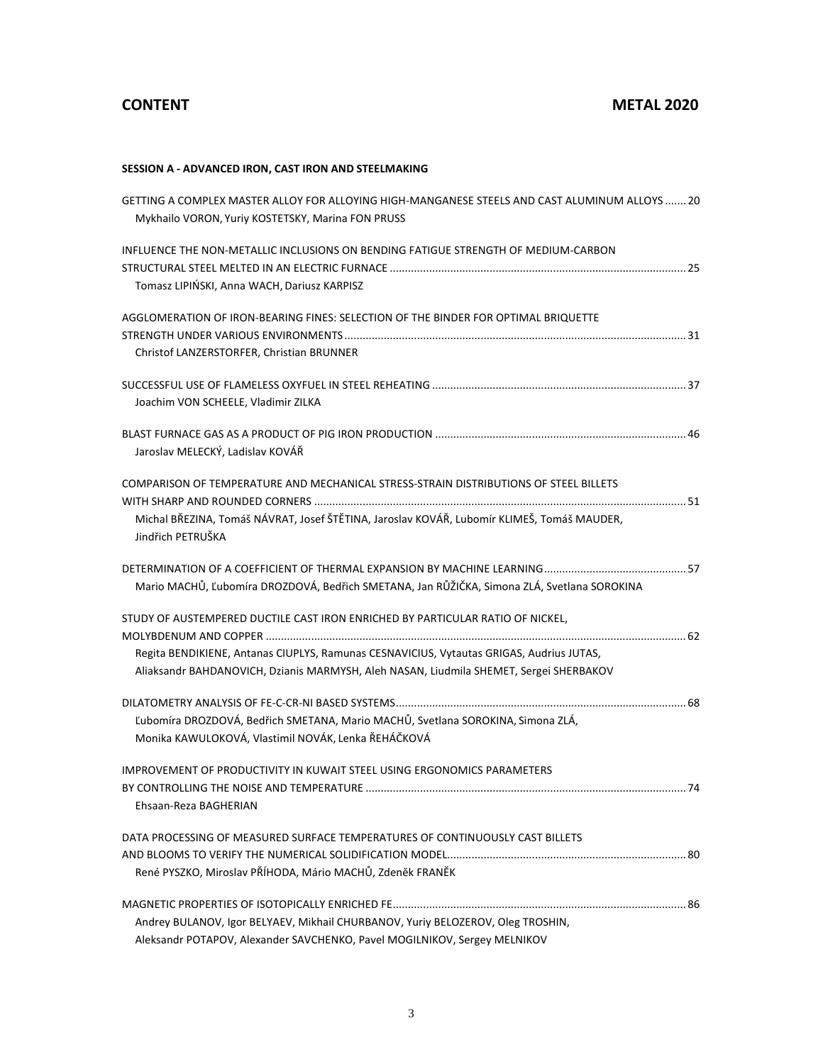## CONTENT METAL 2020

**SESSION A - ADVANCED IRON, CAST IRON AND STEELMAKING**

GETTING A COMPLEX MASTER ALLOY FOR ALLOYING HIGH-MANGANESE STEELS AND CAST ALUMINUM ALLOYS ....... 20
Mykhailo VORON, Yuriy KOSTETSKY, Marina FON PRUSS

INFLUENCE THE NON-METALLIC INCLUSIONS ON BENDING FATIGUE STRENGTH OF MEDIUM-CARBON STRUCTURAL STEEL MELTED IN AN ELECTRIC FURNACE ................................................................................................. 25
Tomasz LIPIŃSKI, Anna WACH, Dariusz KARPISZ

AGGLOMERATION OF IRON-BEARING FINES: SELECTION OF THE BINDER FOR OPTIMAL BRIQUETTE STRENGTH UNDER VARIOUS ENVIRONMENTS ................................................................................................................ 31
Christof LANZERSTORFER, Christian BRUNNER

SUCCESSFUL USE OF FLAMELESS OXYFUEL IN STEEL REHEATING ................................................................................... 37
Joachim VON SCHEELE, Vladimir ZILKA

BLAST FURNACE GAS AS A PRODUCT OF PIG IRON PRODUCTION .................................................................................. 46
Jaroslav MELECKÝ, Ladislav KOVÁŘ

COMPARISON OF TEMPERATURE AND MECHANICAL STRESS-STRAIN DISTRIBUTIONS OF STEEL BILLETS WITH SHARP AND ROUNDED CORNERS ........................................................................................................................... 51
Michal BŘEZINA, Tomáš NÁVRAT, Josef ŠTĚTINA, Jaroslav KOVÁŘ, Lubomír KLIMEŠ, Tomáš MAUDER, Jindřich PETRUŠKA

DETERMINATION OF A COEFFICIENT OF THERMAL EXPANSION BY MACHINE LEARNING.............................................. 57
Mario MACHŮ, Ľubomíra DROZDOVÁ, Bedřich SMETANA, Jan RŮŽIČKA, Simona ZLÁ, Svetlana SOROKINA

STUDY OF AUSTEMPERED DUCTILE CAST IRON ENRICHED BY PARTICULAR RATIO OF NICKEL, MOLYBDENUM AND COPPER ........................................................................................................................................... 62
Regita BENDIKIENE, Antanas CIUPLYS, Ramunas CESNAVICIUS, Vytautas GRIGAS, Audrius JUTAS, Aliaksandr BAHDANOVICH, Dzianis MARMYSH, Aleh NASAN, Liudmila SHEMET, Sergei SHERBAKOV

DILATOMETRY ANALYSIS OF FE-C-CR-NI BASED SYSTEMS................................................................................................ 68
Ľubomíra DROZDOVÁ, Bedřich SMETANA, Mario MACHŮ, Svetlana SOROKINA, Simona ZLÁ, Monika KAWULOKOVÁ, Vlastimil NOVÁK, Lenka ŘEHÁČKOVÁ

IMPROVEMENT OF PRODUCTIVITY IN KUWAIT STEEL USING ERGONOMICS PARAMETERS BY CONTROLLING THE NOISE AND TEMPERATURE .......................................................................................................... 74
Ehsaan-Reza BAGHERIAN

DATA PROCESSING OF MEASURED SURFACE TEMPERATURES OF CONTINUOUSLY CAST BILLETS AND BLOOMS TO VERIFY THE NUMERICAL SOLIDIFICATION MODEL.............................................................................. 80
René PYSZKO, Miroslav PŘÍHODA, Mário MACHŮ, Zdeněk FRANĚK

MAGNETIC PROPERTIES OF ISOTOPICALLY ENRICHED FE................................................................................................ 86
Andrey BULANOV, Igor BELYAEV, Mikhail CHURBANOV, Yuriy BELOZEROV, Oleg TROSHIN, Aleksandr POTAPOV, Alexander SAVCHENKO, Pavel MOGILNIKOV, Sergey MELNIKOV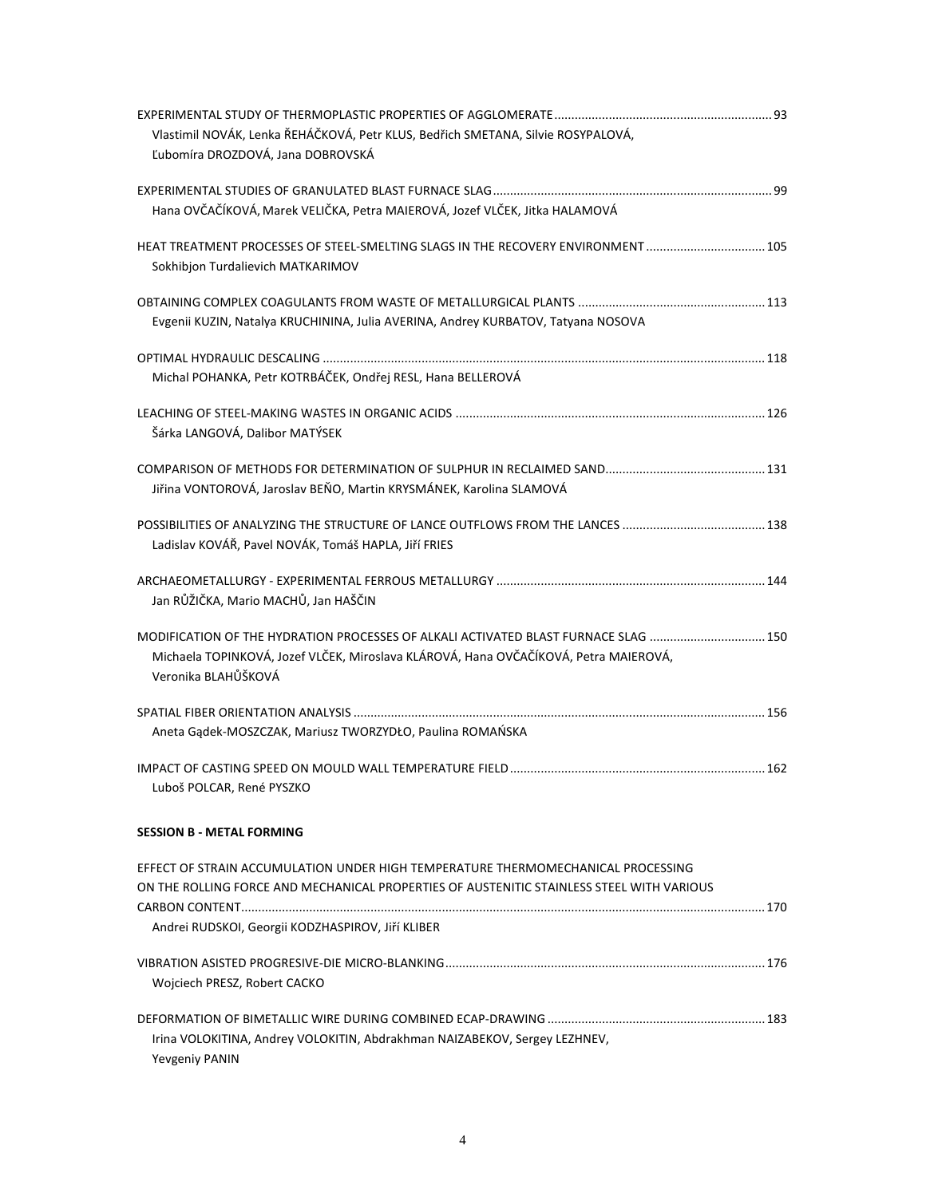EXPERIMENTAL STUDY OF THERMOPLASTIC PROPERTIES OF AGGLOMERATE ............................................................... 93
Vlastimil NOVÁK, Lenka ŘEHÁČKOVÁ, Petr KLUS, Bedřich SMETANA, Silvie ROSYPALOVÁ, Ľubomíra DROZDOVÁ, Jana DOBROVSKÁ

EXPERIMENTAL STUDIES OF GRANULATED BLAST FURNACE SLAG ................................................................................. 99
Hana OVČAČÍKOVÁ, Marek VELIČKA, Petra MAIEROVÁ, Jozef VLČEK, Jitka HALAMOVÁ

HEAT TREATMENT PROCESSES OF STEEL-SMELTING SLAGS IN THE RECOVERY ENVIRONMENT .................................. 105
Sokhibjon Turdalievich MATKARIMOV

OBTAINING COMPLEX COAGULANTS FROM WASTE OF METALLURGICAL PLANTS ...................................................... 113
Evgenii KUZIN, Natalya KRUCHININA, Julia AVERINA, Andrey KURBATOV, Tatyana NOSOVA

OPTIMAL HYDRAULIC DESCALING ................................................................................................................................. 118
Michal POHANKA, Petr KOTRBÁČEK, Ondřej RESL, Hana BELLEROVÁ

LEACHING OF STEEL-MAKING WASTES IN ORGANIC ACIDS .......................................................................................... 126
Šárka LANGOVÁ, Dalibor MATÝSEK

COMPARISON OF METHODS FOR DETERMINATION OF SULPHUR IN RECLAIMED SAND.............................................. 131
Jiřina VONTOROVÁ, Jaroslav BEŇO, Martin KRYSMÁNEK, Karolina SLAMOVÁ

POSSIBILITIES OF ANALYZING THE STRUCTURE OF LANCE OUTFLOWS FROM THE LANCES ......................................... 138
Ladislav KOVÁŘ, Pavel NOVÁK, Tomáš HAPLA, Jiří FRIES

ARCHAEOMETALLURGY - EXPERIMENTAL FERROUS METALLURGY .............................................................................. 144
Jan RŮŽIČKA, Mario MACHŮ, Jan HAŠČIN

MODIFICATION OF THE HYDRATION PROCESSES OF ALKALI ACTIVATED BLAST FURNACE SLAG ................................. 150
Michaela TOPINKOVÁ, Jozef VLČEK, Miroslava KLÁROVÁ, Hana OVČAČÍKOVÁ, Petra MAIEROVÁ, Veronika BLAHŮŠKOVÁ

SPATIAL FIBER ORIENTATION ANALYSIS ........................................................................................................................ 156
Aneta Gądek-MOSZCZAK, Mariusz TWORZYDŁO, Paulina ROMAŃSKA

IMPACT OF CASTING SPEED ON MOULD WALL TEMPERATURE FIELD .......................................................................... 162
Luboš POLCAR, René PYSZKO

**SESSION B - METAL FORMING**

EFFECT OF STRAIN ACCUMULATION UNDER HIGH TEMPERATURE THERMOMECHANICAL PROCESSING ON THE ROLLING FORCE AND MECHANICAL PROPERTIES OF AUSTENITIC STAINLESS STEEL WITH VARIOUS CARBON CONTENT......................................................................................................................................................... 170
Andrei RUDSKOI, Georgii KODZHASPIROV, Jiří KLIBER

VIBRATION ASISTED PROGRESIVE-DIE MICRO-BLANKING............................................................................................. 176
Wojciech PRESZ, Robert CACKO

DEFORMATION OF BIMETALLIC WIRE DURING COMBINED ECAP-DRAWING ................................................................ 183
Irina VOLOKITINA, Andrey VOLOKITIN, Abdrakhman NAIZABEKOV, Sergey LEZHNEV, Yevgeniy PANIN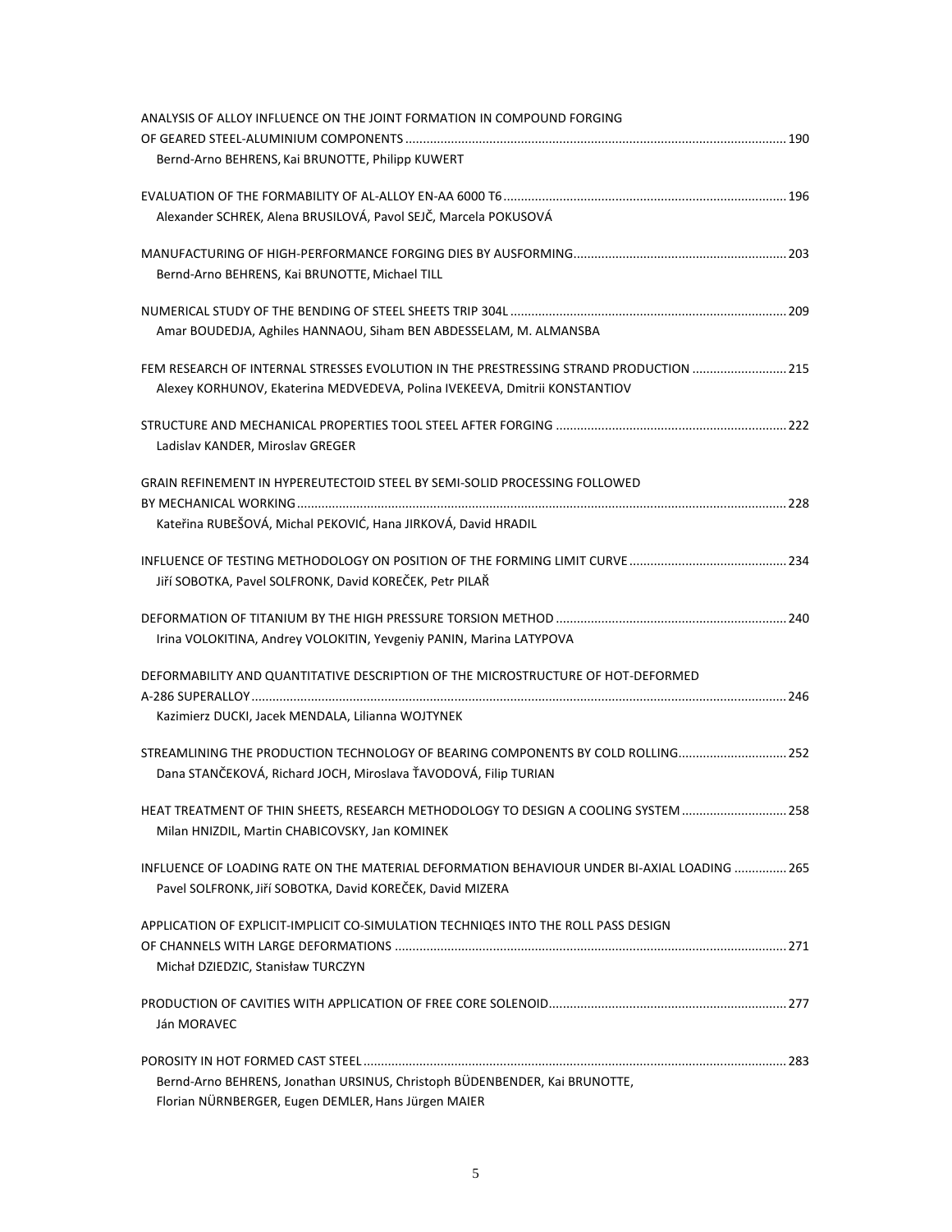ANALYSIS OF ALLOY INFLUENCE ON THE JOINT FORMATION IN COMPOUND FORGING OF GEARED STEEL-ALUMINIUM COMPONENTS ........ 190
Bernd-Arno BEHRENS, Kai BRUNOTTE, Philipp KUWERT

EVALUATION OF THE FORMABILITY OF AL-ALLOY EN-AA 6000 T6 ........ 196
Alexander SCHREK, Alena BRUSILOVÁ, Pavol SEJČ, Marcela POKUSOVÁ

MANUFACTURING OF HIGH-PERFORMANCE FORGING DIES BY AUSFORMING ........ 203
Bernd-Arno BEHRENS, Kai BRUNOTTE, Michael TILL

NUMERICAL STUDY OF THE BENDING OF STEEL SHEETS TRIP 304L ........ 209
Amar BOUDEDJA, Aghiles HANNAOU, Siham BEN ABDESSELAM, M. ALMANSBA

FEM RESEARCH OF INTERNAL STRESSES EVOLUTION IN THE PRESTRESSING STRAND PRODUCTION ........ 215
Alexey KORHUNOV, Ekaterina MEDVEDEVA, Polina IVEKEEVA, Dmitrii KONSTANTIOV

STRUCTURE AND MECHANICAL PROPERTIES TOOL STEEL AFTER FORGING ........ 222
Ladislav KANDER, Miroslav GREGER

GRAIN REFINEMENT IN HYPEREUTECTOID STEEL BY SEMI-SOLID PROCESSING FOLLOWED BY MECHANICAL WORKING ........ 228
Kateřina RUBEŠOVÁ, Michal PEKOVIĆ, Hana JIRKOVÁ, David HRADIL

INFLUENCE OF TESTING METHODOLOGY ON POSITION OF THE FORMING LIMIT CURVE ........ 234
Jiří SOBOTKA, Pavel SOLFRONK, David KOREČEK, Petr PILAŘ

DEFORMATION OF TITANIUM BY THE HIGH PRESSURE TORSION METHOD ........ 240
Irina VOLOKITINA, Andrey VOLOKITIN, Yevgeniy PANIN, Marina LATYPOVA

DEFORMABILITY AND QUANTITATIVE DESCRIPTION OF THE MICROSTRUCTURE OF HOT-DEFORMED A-286 SUPERALLOY ........ 246
Kazimierz DUCKI, Jacek MENDALA, Lilianna WOJTYNEK

STREAMLINING THE PRODUCTION TECHNOLOGY OF BEARING COMPONENTS BY COLD ROLLING ........ 252
Dana STANČEKOVÁ, Richard JOCH, Miroslava ŤAVODOVÁ, Filip TURIAN

HEAT TREATMENT OF THIN SHEETS, RESEARCH METHODOLOGY TO DESIGN A COOLING SYSTEM ........ 258
Milan HNIZDIL, Martin CHABICOVSKY, Jan KOMINEK

INFLUENCE OF LOADING RATE ON THE MATERIAL DEFORMATION BEHAVIOUR UNDER BI-AXIAL LOADING ........ 265
Pavel SOLFRONK, Jiří SOBOTKA, David KOREČEK, David MIZERA

APPLICATION OF EXPLICIT-IMPLICIT CO-SIMULATION TECHNIQES INTO THE ROLL PASS DESIGN OF CHANNELS WITH LARGE DEFORMATIONS ........ 271
Michał DZIEDZIC, Stanisław TURCZYN

PRODUCTION OF CAVITIES WITH APPLICATION OF FREE CORE SOLENOID ........ 277
Ján MORAVEC

POROSITY IN HOT FORMED CAST STEEL ........ 283
Bernd-Arno BEHRENS, Jonathan URSINUS, Christoph BÜDENBENDER, Kai BRUNOTTE, Florian NÜRNBERGER, Eugen DEMLER, Hans Jürgen MAIER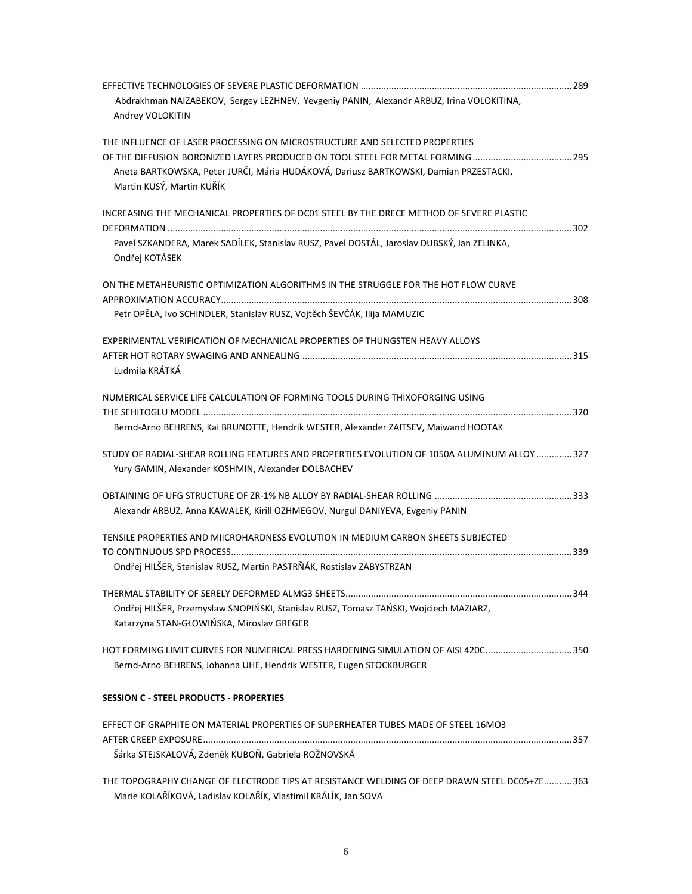EFFECTIVE TECHNOLOGIES OF SEVERE PLASTIC DEFORMATION ........................................................................................ 289
Abdrakhman NAIZABEKOV, Sergey LEZHNEV, Yevgeniy PANIN, Alexandr ARBUZ, Irina VOLOKITINA, Andrey VOLOKITIN

THE INFLUENCE OF LASER PROCESSING ON MICROSTRUCTURE AND SELECTED PROPERTIES OF THE DIFFUSION BORONIZED LAYERS PRODUCED ON TOOL STEEL FOR METAL FORMING ...................................... 295
Aneta BARTKOWSKA, Peter JURČI, Mária HUDÁKOVÁ, Dariusz BARTKOWSKI, Damian PRZESTACKI, Martin KUSÝ, Martin KUŘÍK

INCREASING THE MECHANICAL PROPERTIES OF DC01 STEEL BY THE DRECE METHOD OF SEVERE PLASTIC DEFORMATION ........................................................................................................................................................ 302
Pavel SZKANDERA, Marek SADÍLEK, Stanislav RUSZ, Pavel DOSTÁL, Jaroslav DUBSKÝ, Jan ZELINKA, Ondřej KOTÁSEK

ON THE METAHEURISTIC OPTIMIZATION ALGORITHMS IN THE STRUGGLE FOR THE HOT FLOW CURVE APPROXIMATION ACCURACY........................................................................................................................................ 308
Petr OPĚLA, Ivo SCHINDLER, Stanislav RUSZ, Vojtěch ŠEVČÁK, Ilija MAMUZIC

EXPERIMENTAL VERIFICATION OF MECHANICAL PROPERTIES OF THUNGSTEN HEAVY ALLOYS AFTER HOT ROTARY SWAGING AND ANNEALING ......................................................................................................... 315
Ludmila KRÁTKÁ

NUMERICAL SERVICE LIFE CALCULATION OF FORMING TOOLS DURING THIXOFORGING USING THE SEHITOGLU MODEL ........................................................................................................................................ 320
Bernd-Arno BEHRENS, Kai BRUNOTTE, Hendrik WESTER, Alexander ZAITSEV, Maiwand HOOTAK

STUDY OF RADIAL-SHEAR ROLLING FEATURES AND PROPERTIES EVOLUTION OF 1050A ALUMINUM ALLOY ............. 327
Yury GAMIN, Alexander KOSHMIN, Alexander DOLBACHEV

OBTAINING OF UFG STRUCTURE OF ZR-1% NB ALLOY BY RADIAL-SHEAR ROLLING ..................................................... 333
Alexandr ARBUZ, Anna KAWALEK, Kirill OZHMEGOV, Nurgul DANIYEVA, Evgeniy PANIN

TENSILE PROPERTIES AND MIICROHARDNESS EVOLUTION IN MEDIUM CARBON SHEETS SUBJECTED TO CONTINUOUS SPD PROCESS.................................................................................................................................... 339
Ondřej HILŠER, Stanislav RUSZ, Martin PASTRŇÁK, Rostislav ZABYSTRZAN

THERMAL STABILITY OF SERELY DEFORMED ALMG3 SHEETS......................................................................................... 344
Ondřej HILŠER, Przemysław SNOPIŃSKI, Stanislav RUSZ, Tomasz TAŃSKI, Wojciech MAZIARZ, Katarzyna STAN-GŁOWIŃSKA, Miroslav GREGER

HOT FORMING LIMIT CURVES FOR NUMERICAL PRESS HARDENING SIMULATION OF AISI 420C................................. 350
Bernd-Arno BEHRENS, Johanna UHE, Hendrik WESTER, Eugen STOCKBURGER

**SESSION C - STEEL PRODUCTS - PROPERTIES**

EFFECT OF GRAPHITE ON MATERIAL PROPERTIES OF SUPERHEATER TUBES MADE OF STEEL 16MO3 AFTER CREEP EXPOSURE................................................................................................................................................ 357
Šárka STEJSKALOVÁ, Zdeněk KUBOŇ, Gabriela ROŽNOVSKÁ

THE TOPOGRAPHY CHANGE OF ELECTRODE TIPS AT RESISTANCE WELDING OF DEEP DRAWN STEEL DC05+ZE........... 363
Marie KOLAŘÍKOVÁ, Ladislav KOLAŘÍK, Vlastimil KRÁLÍK, Jan SOVA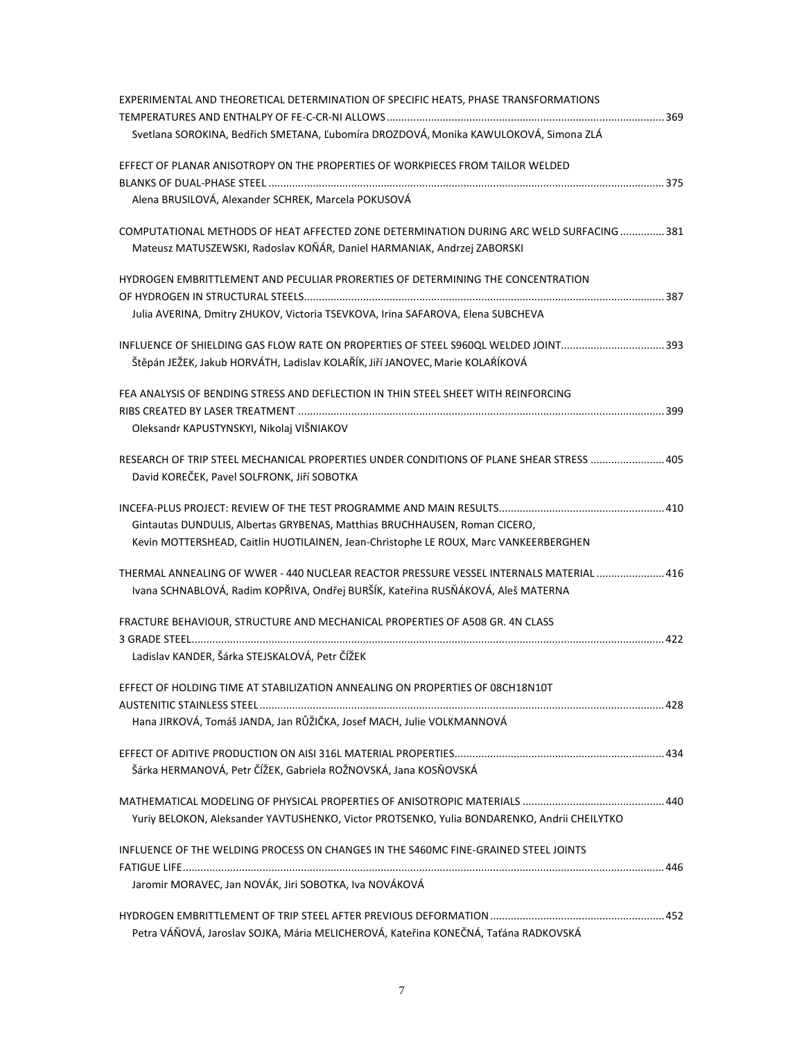EXPERIMENTAL AND THEORETICAL DETERMINATION OF SPECIFIC HEATS, PHASE TRANSFORMATIONS TEMPERATURES AND ENTHALPY OF FE-C-CR-NI ALLOWS ........ 369
Svetlana SOROKINA, Bedřich SMETANA, Ľubomíra DROZDOVÁ, Monika KAWULOKOVÁ, Simona ZLÁ

EFFECT OF PLANAR ANISOTROPY ON THE PROPERTIES OF WORKPIECES FROM TAILOR WELDED BLANKS OF DUAL-PHASE STEEL ........ 375
Alena BRUSILOVÁ, Alexander SCHREK, Marcela POKUSOVÁ

COMPUTATIONAL METHODS OF HEAT AFFECTED ZONE DETERMINATION DURING ARC WELD SURFACING ........ 381
Mateusz MATUSZEWSKI, Radoslav KOŇÁR, Daniel HARMANIAK, Andrzej ZABORSKI

HYDROGEN EMBRITTLEMENT AND PECULIAR PRORERTIES OF DETERMINING THE CONCENTRATION OF HYDROGEN IN STRUCTURAL STEELS ........ 387
Julia AVERINA, Dmitry ZHUKOV, Victoria TSEVKOVA, Irina SAFAROVA, Elena SUBCHEVA

INFLUENCE OF SHIELDING GAS FLOW RATE ON PROPERTIES OF STEEL S960QL WELDED JOINT ........ 393
Štěpán JEŽEK, Jakub HORVÁTH, Ladislav KOLAŘÍK, Jiří JANOVEC, Marie KOLAŘÍKOVÁ

FEA ANALYSIS OF BENDING STRESS AND DEFLECTION IN THIN STEEL SHEET WITH REINFORCING RIBS CREATED BY LASER TREATMENT ........ 399
Oleksandr KAPUSTYNSKYI, Nikolaj VIŠNIAKOV

RESEARCH OF TRIP STEEL MECHANICAL PROPERTIES UNDER CONDITIONS OF PLANE SHEAR STRESS ........ 405
David KOREČEK, Pavel SOLFRONK, Jiří SOBOTKA

INCEFA-PLUS PROJECT: REVIEW OF THE TEST PROGRAMME AND MAIN RESULTS ........ 410
Gintautas DUNDULIS, Albertas GRYBENAS, Matthias BRUCHHAUSEN, Roman CICERO, Kevin MOTTERSHEAD, Caitlin HUOTILAINEN, Jean-Christophe LE ROUX, Marc VANKEERBERGHEN

THERMAL ANNEALING OF WWER - 440 NUCLEAR REACTOR PRESSURE VESSEL INTERNALS MATERIAL ........ 416
Ivana SCHNABLOVÁ, Radim KOPŘIVA, Ondřej BURŠÍK, Kateřina RUSŇÁKOVÁ, Aleš MATERNA

FRACTURE BEHAVIOUR, STRUCTURE AND MECHANICAL PROPERTIES OF A508 GR. 4N CLASS 3 GRADE STEEL ........ 422
Ladislav KANDER, Šárka STEJSKALOVÁ, Petr ČÍŽEK

EFFECT OF HOLDING TIME AT STABILIZATION ANNEALING ON PROPERTIES OF 08CH18N10T AUSTENITIC STAINLESS STEEL ........ 428
Hana JIRKOVÁ, Tomáš JANDA, Jan RŮŽIČKA, Josef MACH, Julie VOLKMANNOVÁ

EFFECT OF ADITIVE PRODUCTION ON AISI 316L MATERIAL PROPERTIES ........ 434
Šárka HERMANOVÁ, Petr ČÍŽEK, Gabriela ROŽNOVSKÁ, Jana KOSŇOVSKÁ

MATHEMATICAL MODELING OF PHYSICAL PROPERTIES OF ANISOTROPIC MATERIALS ........ 440
Yuriy BELOKON, Aleksander YAVTUSHENKO, Victor PROTSENKO, Yulia BONDARENKO, Andrii CHEILYTKO

INFLUENCE OF THE WELDING PROCESS ON CHANGES IN THE S460MC FINE-GRAINED STEEL JOINTS FATIGUE LIFE ........ 446
Jaromir MORAVEC, Jan NOVÁK, Jiri SOBOTKA, Iva NOVÁKOVÁ

HYDROGEN EMBRITTLEMENT OF TRIP STEEL AFTER PREVIOUS DEFORMATION ........ 452
Petra VÁŇOVÁ, Jaroslav SOJKA, Mária MELICHEROVÁ, Kateřina KONEČNÁ, Taťána RADKOVSKÁ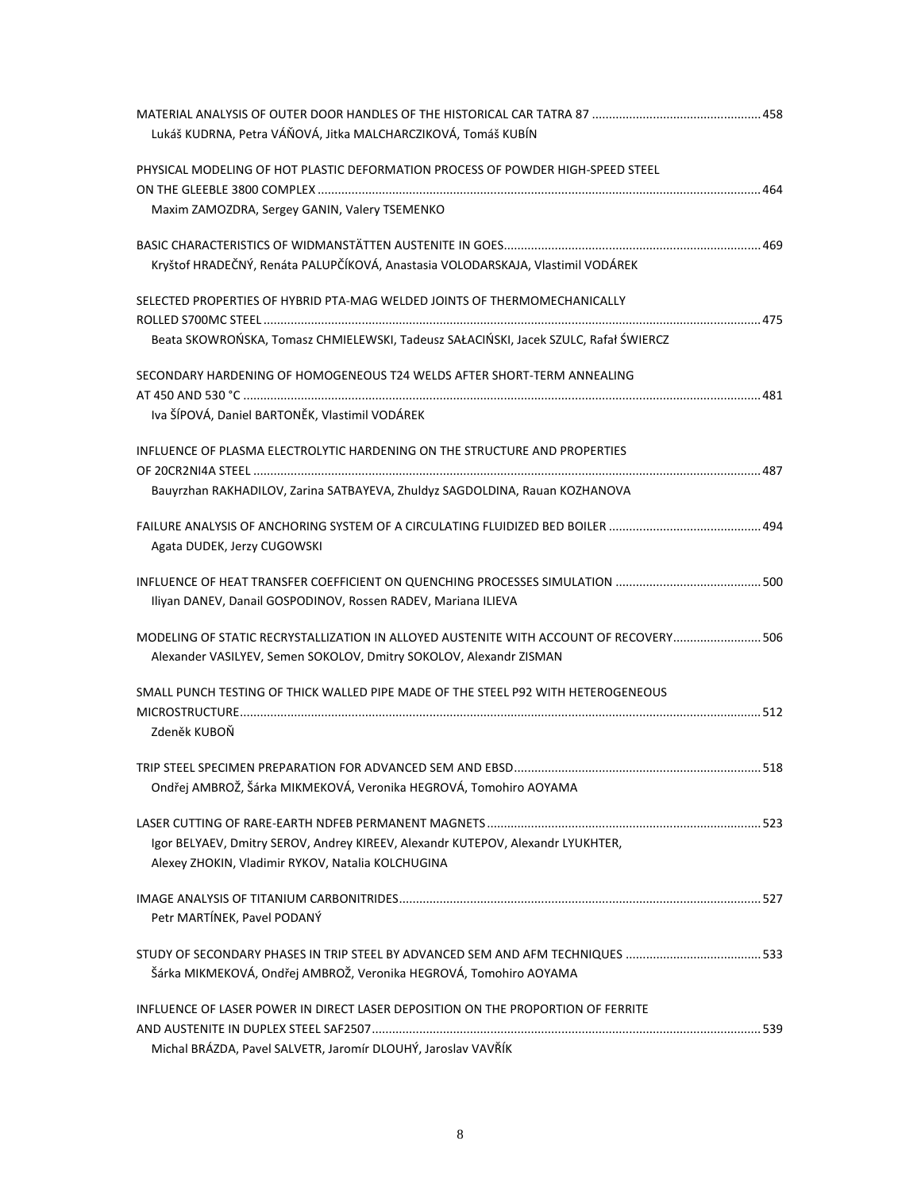MATERIAL ANALYSIS OF OUTER DOOR HANDLES OF THE HISTORICAL CAR TATRA 87 ................................................. 458
Lukáš KUDRNA, Petra VÁŇOVÁ, Jitka MALCHARCZIKOVÁ, Tomáš KUBÍN

PHYSICAL MODELING OF HOT PLASTIC DEFORMATION PROCESS OF POWDER HIGH-SPEED STEEL ON THE GLEEBLE 3800 COMPLEX ................................................. 464
Maxim ZAMOZDRA, Sergey GANIN, Valery TSEMENKO

BASIC CHARACTERISTICS OF WIDMANSTÄTTEN AUSTENITE IN GOES ................................................. 469
Kryštof HRADEČNÝ, Renáta PALUPČÍKOVÁ, Anastasia VOLODARSKAJA, Vlastimil VODÁREK

SELECTED PROPERTIES OF HYBRID PTA-MAG WELDED JOINTS OF THERMOMECHANICALLY ROLLED S700MC STEEL ................................................. 475
Beata SKOWROŃSKA, Tomasz CHMIELEWSKI, Tadeusz SAŁACIŃSKI, Jacek SZULC, Rafał ŚWIERCZ

SECONDARY HARDENING OF HOMOGENEOUS T24 WELDS AFTER SHORT-TERM ANNEALING AT 450 AND 530 °C ................................................. 481
Iva ŠÍPOVÁ, Daniel BARTONĚK, Vlastimil VODÁREK

INFLUENCE OF PLASMA ELECTROLYTIC HARDENING ON THE STRUCTURE AND PROPERTIES OF 20CR2NI4A STEEL ................................................. 487
Bauyrzhan RAKHADILOV, Zarina SATBAYEVA, Zhuldyz SAGDOLDINA, Rauan KOZHANOVA

FAILURE ANALYSIS OF ANCHORING SYSTEM OF A CIRCULATING FLUIDIZED BED BOILER ................................................. 494
Agata DUDEK, Jerzy CUGOWSKI

INFLUENCE OF HEAT TRANSFER COEFFICIENT ON QUENCHING PROCESSES SIMULATION ................................................. 500
Iliyan DANEV, Danail GOSPODINOV, Rossen RADEV, Mariana ILIEVA

MODELING OF STATIC RECRYSTALLIZATION IN ALLOYED AUSTENITE WITH ACCOUNT OF RECOVERY ................................................. 506
Alexander VASILYEV, Semen SOKOLOV, Dmitry SOKOLOV, Alexandr ZISMAN

SMALL PUNCH TESTING OF THICK WALLED PIPE MADE OF THE STEEL P92 WITH HETEROGENEOUS MICROSTRUCTURE ................................................. 512
Zdeněk KUBOŇ

TRIP STEEL SPECIMEN PREPARATION FOR ADVANCED SEM AND EBSD ................................................. 518
Ondřej AMBROŽ, Šárka MIKMEKOVÁ, Veronika HEGROVÁ, Tomohiro AOYAMA

LASER CUTTING OF RARE-EARTH NDFEB PERMANENT MAGNETS ................................................. 523
Igor BELYAEV, Dmitry SEROV, Andrey KIREEV, Alexandr KUTEPOV, Alexandr LYUKHTER, Alexey ZHOKIN, Vladimir RYKOV, Natalia KOLCHUGINA

IMAGE ANALYSIS OF TITANIUM CARBONITRIDES ................................................. 527
Petr MARTÍNEK, Pavel PODANÝ

STUDY OF SECONDARY PHASES IN TRIP STEEL BY ADVANCED SEM AND AFM TECHNIQUES ................................................. 533
Šárka MIKMEKOVÁ, Ondřej AMBROŽ, Veronika HEGROVÁ, Tomohiro AOYAMA

INFLUENCE OF LASER POWER IN DIRECT LASER DEPOSITION ON THE PROPORTION OF FERRITE AND AUSTENITE IN DUPLEX STEEL SAF2507 ................................................. 539
Michal BRÁZDA, Pavel SALVETR, Jaromír DLOUHÝ, Jaroslav VAVŘÍK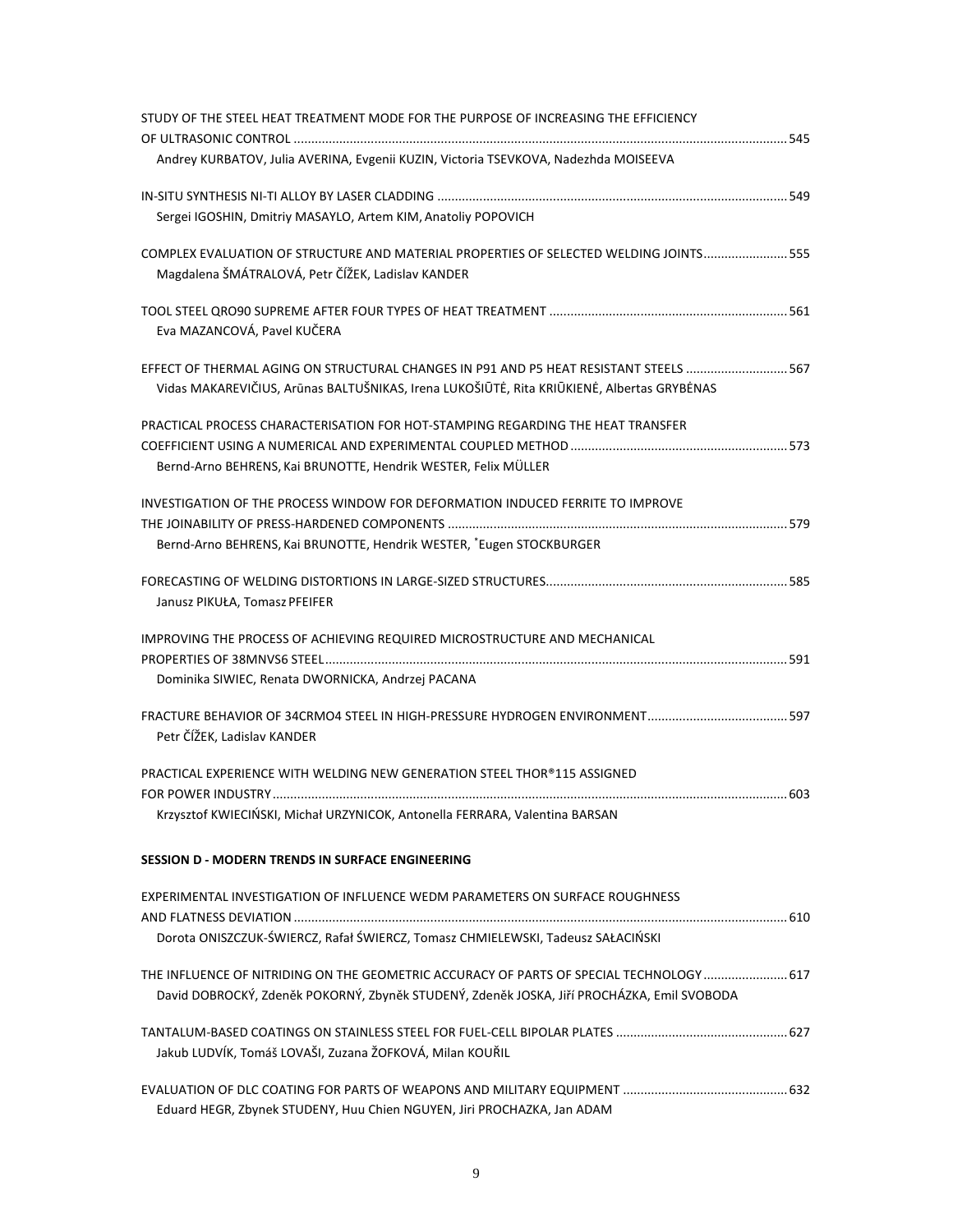STUDY OF THE STEEL HEAT TREATMENT MODE FOR THE PURPOSE OF INCREASING THE EFFICIENCY OF ULTRASONIC CONTROL ............................................................ 545
Andrey KURBATOV, Julia AVERINA, Evgenii KUZIN, Victoria TSEVKOVA, Nadezhda MOISEEVA

IN-SITU SYNTHESIS NI-TI ALLOY BY LASER CLADDING ............................................................ 549
Sergei IGOSHIN, Dmitriy MASAYLO, Artem KIM, Anatoliy POPOVICH

COMPLEX EVALUATION OF STRUCTURE AND MATERIAL PROPERTIES OF SELECTED WELDING JOINTS ............ 555
Magdalena ŠMÁTRALOVÁ, Petr ČÍŽEK, Ladislav KANDER

TOOL STEEL QRO90 SUPREME AFTER FOUR TYPES OF HEAT TREATMENT ............................................................ 561
Eva MAZANCOVÁ, Pavel KUČERA

EFFECT OF THERMAL AGING ON STRUCTURAL CHANGES IN P91 AND P5 HEAT RESISTANT STEELS ............ 567
Vidas MAKAREVIČIUS, Arūnas BALTUŠNIKAS, Irena LUKOŠIŪTĖ, Rita KRIŪKIENĖ, Albertas GRYBĖNAS

PRACTICAL PROCESS CHARACTERISATION FOR HOT-STAMPING REGARDING THE HEAT TRANSFER COEFFICIENT USING A NUMERICAL AND EXPERIMENTAL COUPLED METHOD ............................................................ 573
Bernd-Arno BEHRENS, Kai BRUNOTTE, Hendrik WESTER, Felix MÜLLER

INVESTIGATION OF THE PROCESS WINDOW FOR DEFORMATION INDUCED FERRITE TO IMPROVE THE JOINABILITY OF PRESS-HARDENED COMPONENTS ............................................................ 579
Bernd-Arno BEHRENS, Kai BRUNOTTE, Hendrik WESTER, *Eugen STOCKBURGER

FORECASTING OF WELDING DISTORTIONS IN LARGE-SIZED STRUCTURES ............................................................ 585
Janusz PIKUŁA, Tomasz PFEIFER

IMPROVING THE PROCESS OF ACHIEVING REQUIRED MICROSTRUCTURE AND MECHANICAL PROPERTIES OF 38MNVS6 STEEL ............................................................ 591
Dominika SIWIEC, Renata DWORNICKA, Andrzej PACANA

FRACTURE BEHAVIOR OF 34CRMO4 STEEL IN HIGH-PRESSURE HYDROGEN ENVIRONMENT ............................................................ 597
Petr ČÍŽEK, Ladislav KANDER

PRACTICAL EXPERIENCE WITH WELDING NEW GENERATION STEEL THOR®115 ASSIGNED FOR POWER INDUSTRY ............................................................ 603
Krzysztof KWIECIŃSKI, Michał URZYNICOK, Antonella FERRARA, Valentina BARSAN

**SESSION D - MODERN TRENDS IN SURFACE ENGINEERING**

EXPERIMENTAL INVESTIGATION OF INFLUENCE WEDM PARAMETERS ON SURFACE ROUGHNESS AND FLATNESS DEVIATION ............................................................ 610
Dorota ONISZCZUK-ŚWIERCZ, Rafał ŚWIERCZ, Tomasz CHMIELEWSKI, Tadeusz SAŁACIŃSKI

THE INFLUENCE OF NITRIDING ON THE GEOMETRIC ACCURACY OF PARTS OF SPECIAL TECHNOLOGY ............ 617
David DOBROCKÝ, Zdeněk POKORNÝ, Zbyněk STUDENÝ, Zdeněk JOSKA, Jiří PROCHÁZKA, Emil SVOBODA

TANTALUM-BASED COATINGS ON STAINLESS STEEL FOR FUEL-CELL BIPOLAR PLATES ............................................................ 627
Jakub LUDVÍK, Tomáš LOVAŠI, Zuzana ŽOFKOVÁ, Milan KOUŘIL

EVALUATION OF DLC COATING FOR PARTS OF WEAPONS AND MILITARY EQUIPMENT ............................................................ 632
Eduard HEGR, Zbynek STUDENY, Huu Chien NGUYEN, Jiri PROCHAZKA, Jan ADAM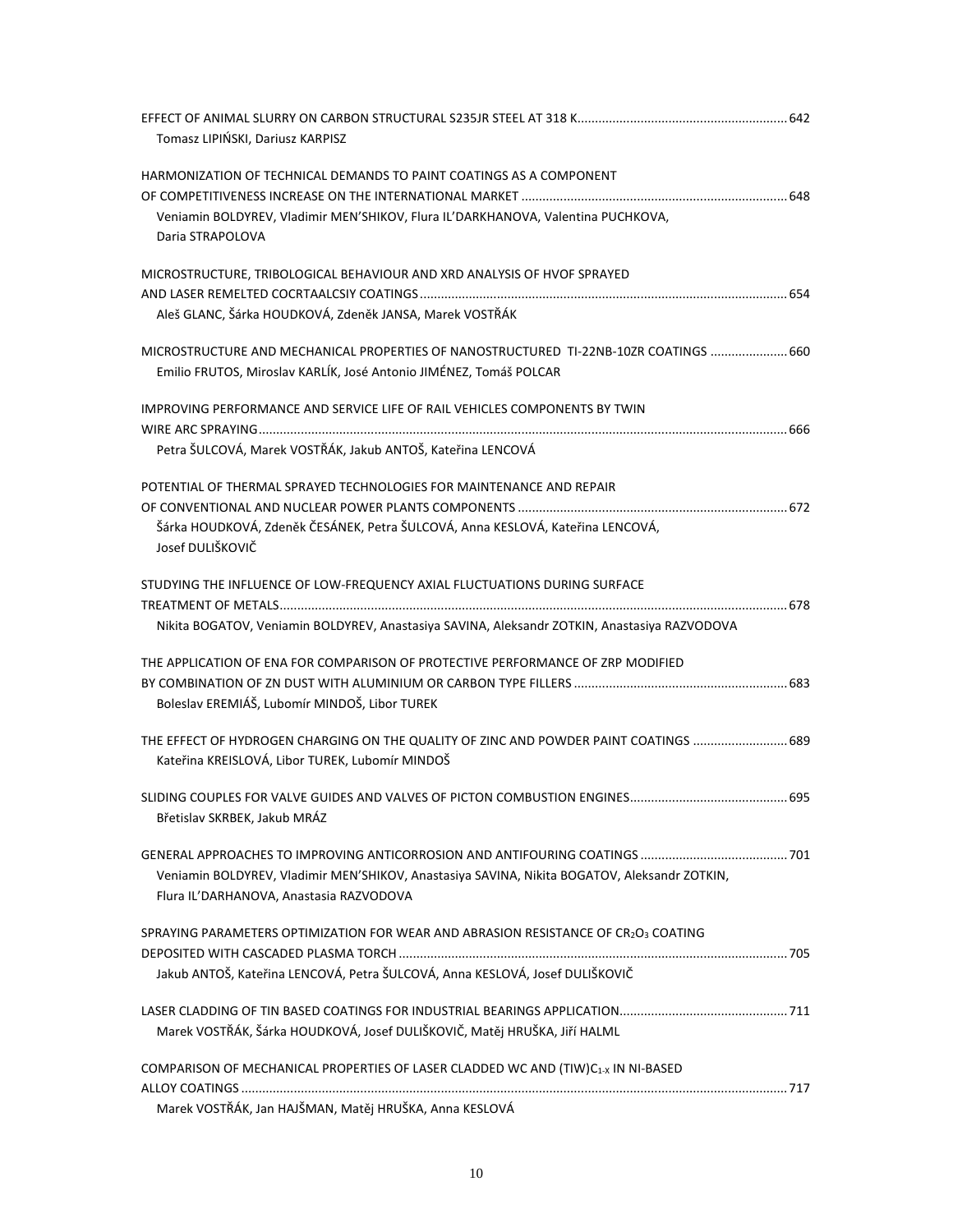EFFECT OF ANIMAL SLURRY ON CARBON STRUCTURAL S235JR STEEL AT 318 K ........................................................... 642
Tomasz LIPIŃSKI, Dariusz KARPISZ

HARMONIZATION OF TECHNICAL DEMANDS TO PAINT COATINGS AS A COMPONENT OF COMPETITIVENESS INCREASE ON THE INTERNATIONAL MARKET ........................................................................... 648
Veniamin BOLDYREV, Vladimir MEN'SHIKOV, Flura IL'DARKHANOVA, Valentina PUCHKOVA, Daria STRAPOLOVA

MICROSTRUCTURE, TRIBOLOGICAL BEHAVIOUR AND XRD ANALYSIS OF HVOF SPRAYED AND LASER REMELTED COCRTAALCSIY COATINGS ........................................................................................................ 654
Aleš GLANC, Šárka HOUDKOVÁ, Zdeněk JANSA, Marek VOSTŘÁK

MICROSTRUCTURE AND MECHANICAL PROPERTIES OF NANOSTRUCTURED TI-22NB-10ZR COATINGS ...................... 660
Emilio FRUTOS, Miroslav KARLÍK, José Antonio JIMÉNEZ, Tomáš POLCAR

IMPROVING PERFORMANCE AND SERVICE LIFE OF RAIL VEHICLES COMPONENTS BY TWIN WIRE ARC SPRAYING ...................................................................................................................................................... 666
Petra ŠULCOVÁ, Marek VOSTŘÁK, Jakub ANTOŠ, Kateřina LENCOVÁ

POTENTIAL OF THERMAL SPRAYED TECHNOLOGIES FOR MAINTENANCE AND REPAIR OF CONVENTIONAL AND NUCLEAR POWER PLANTS COMPONENTS ............................................................................ 672
Šárka HOUDKOVÁ, Zdeněk ČESÁNEK, Petra ŠULCOVÁ, Anna KESLOVÁ, Kateřina LENCOVÁ, Josef DULIŠKOVIČ

STUDYING THE INFLUENCE OF LOW-FREQUENCY AXIAL FLUCTUATIONS DURING SURFACE TREATMENT OF METALS ................................................................................................................................................ 678
Nikita BOGATOV, Veniamin BOLDYREV, Anastasiya SAVINA, Aleksandr ZOTKIN, Anastasiya RAZVODOVA

THE APPLICATION OF ENA FOR COMPARISON OF PROTECTIVE PERFORMANCE OF ZRP MODIFIED BY COMBINATION OF ZN DUST WITH ALUMINIUM OR CARBON TYPE FILLERS ............................................................ 683
Boleslav EREMIÁŠ, Lubomír MINDOŠ, Libor TUREK

THE EFFECT OF HYDROGEN CHARGING ON THE QUALITY OF ZINC AND POWDER PAINT COATINGS ........................... 689
Kateřina KREISLOVÁ, Libor TUREK, Lubomír MINDOŠ

SLIDING COUPLES FOR VALVE GUIDES AND VALVES OF PICTON COMBUSTION ENGINES ............................................ 695
Břetislav SKRBEK, Jakub MRÁZ

GENERAL APPROACHES TO IMPROVING ANTICORROSION AND ANTIFOURING COATINGS .......................................... 701
Veniamin BOLDYREV, Vladimir MEN'SHIKOV, Anastasiya SAVINA, Nikita BOGATOV, Aleksandr ZOTKIN, Flura IL'DARHANOVA, Anastasia RAZVODOVA

SPRAYING PARAMETERS OPTIMIZATION FOR WEAR AND ABRASION RESISTANCE OF $CR_2O_3$ COATING DEPOSITED WITH CASCADED PLASMA TORCH ............................................................................................................. 705
Jakub ANTOŠ, Kateřina LENCOVÁ, Petra ŠULCOVÁ, Anna KESLOVÁ, Josef DULIŠKOVIČ

LASER CLADDING OF TIN BASED COATINGS FOR INDUSTRIAL BEARINGS APPLICATION ............................................... 711
Marek VOSTŘÁK, Šárka HOUDKOVÁ, Josef DULIŠKOVIČ, Matěj HRUŠKA, Jiří HALML

COMPARISON OF MECHANICAL PROPERTIES OF LASER CLADDED WC AND $(TIW)C_{1-X}$ IN NI-BASED ALLOY COATINGS ........................................................................................................................................................... 717
Marek VOSTŘÁK, Jan HAJŠMAN, Matěj HRUŠKA, Anna KESLOVÁ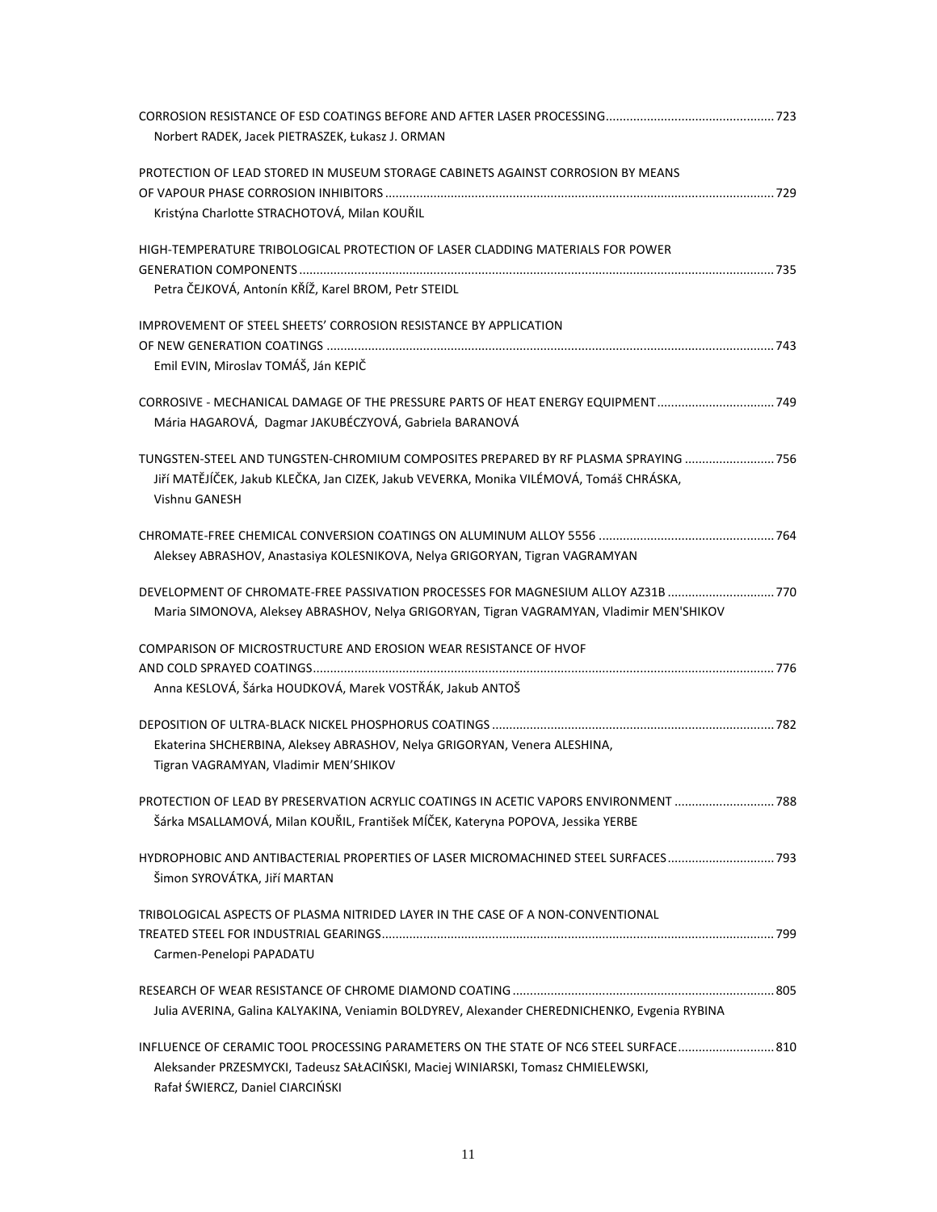CORROSION RESISTANCE OF ESD COATINGS BEFORE AND AFTER LASER PROCESSING ........ 723
Norbert RADEK, Jacek PIETRASZEK, Łukasz J. ORMAN

PROTECTION OF LEAD STORED IN MUSEUM STORAGE CABINETS AGAINST CORROSION BY MEANS OF VAPOUR PHASE CORROSION INHIBITORS ........ 729
Kristýna Charlotte STRACHOTOVÁ, Milan KOUŘIL

HIGH-TEMPERATURE TRIBOLOGICAL PROTECTION OF LASER CLADDING MATERIALS FOR POWER GENERATION COMPONENTS ........ 735
Petra ČEJKOVÁ, Antonín KŘÍŽ, Karel BROM, Petr STEIDL

IMPROVEMENT OF STEEL SHEETS' CORROSION RESISTANCE BY APPLICATION OF NEW GENERATION COATINGS ........ 743
Emil EVIN, Miroslav TOMÁŠ, Ján KEPIČ

CORROSIVE - MECHANICAL DAMAGE OF THE PRESSURE PARTS OF HEAT ENERGY EQUIPMENT ........ 749
Mária HAGAROVÁ, Dagmar JAKUBÉCZYOVÁ, Gabriela BARANOVÁ

TUNGSTEN-STEEL AND TUNGSTEN-CHROMIUM COMPOSITES PREPARED BY RF PLASMA SPRAYING ........ 756
Jiří MATĚJÍČEK, Jakub KLEČKA, Jan CIZEK, Jakub VEVERKA, Monika VILÉMOVÁ, Tomáš CHRÁSKA, Vishnu GANESH

CHROMATE-FREE CHEMICAL CONVERSION COATINGS ON ALUMINUM ALLOY 5556 ........ 764
Aleksey ABRASHOV, Anastasiya KOLESNIKOVA, Nelya GRIGORYAN, Tigran VAGRAMYAN

DEVELOPMENT OF CHROMATE-FREE PASSIVATION PROCESSES FOR MAGNESIUM ALLOY AZ31B ........ 770
Maria SIMONOVA, Aleksey ABRASHOV, Nelya GRIGORYAN, Tigran VAGRAMYAN, Vladimir MEN'SHIKOV

COMPARISON OF MICROSTRUCTURE AND EROSION WEAR RESISTANCE OF HVOF AND COLD SPRAYED COATINGS ........ 776
Anna KESLOVÁ, Šárka HOUDKOVÁ, Marek VOSTŘÁK, Jakub ANTOŠ

DEPOSITION OF ULTRA-BLACK NICKEL PHOSPHORUS COATINGS ........ 782
Ekaterina SHCHERBINA, Aleksey ABRASHOV, Nelya GRIGORYAN, Venera ALESHINA, Tigran VAGRAMYAN, Vladimir MEN'SHIKOV

PROTECTION OF LEAD BY PRESERVATION ACRYLIC COATINGS IN ACETIC VAPORS ENVIRONMENT ........ 788
Šárka MSALLAMOVÁ, Milan KOUŘIL, František MÍČEK, Kateryna POPOVA, Jessika YERBE

HYDROPHOBIC AND ANTIBACTERIAL PROPERTIES OF LASER MICROMACHINED STEEL SURFACES ........ 793
Šimon SYROVÁTKA, Jiří MARTAN

TRIBOLOGICAL ASPECTS OF PLASMA NITRIDED LAYER IN THE CASE OF A NON-CONVENTIONAL TREATED STEEL FOR INDUSTRIAL GEARINGS ........ 799
Carmen-Penelopi PAPADATU

RESEARCH OF WEAR RESISTANCE OF CHROME DIAMOND COATING ........ 805
Julia AVERINA, Galina KALYAKINA, Veniamin BOLDYREV, Alexander CHEREDNICHENKO, Evgenia RYBINA

INFLUENCE OF CERAMIC TOOL PROCESSING PARAMETERS ON THE STATE OF NC6 STEEL SURFACE ........ 810
Aleksander PRZESMYCKI, Tadeusz SAŁACIŃSKI, Maciej WINIARSKI, Tomasz CHMIELEWSKI, Rafał ŚWIERCZ, Daniel CIARCIŃSKI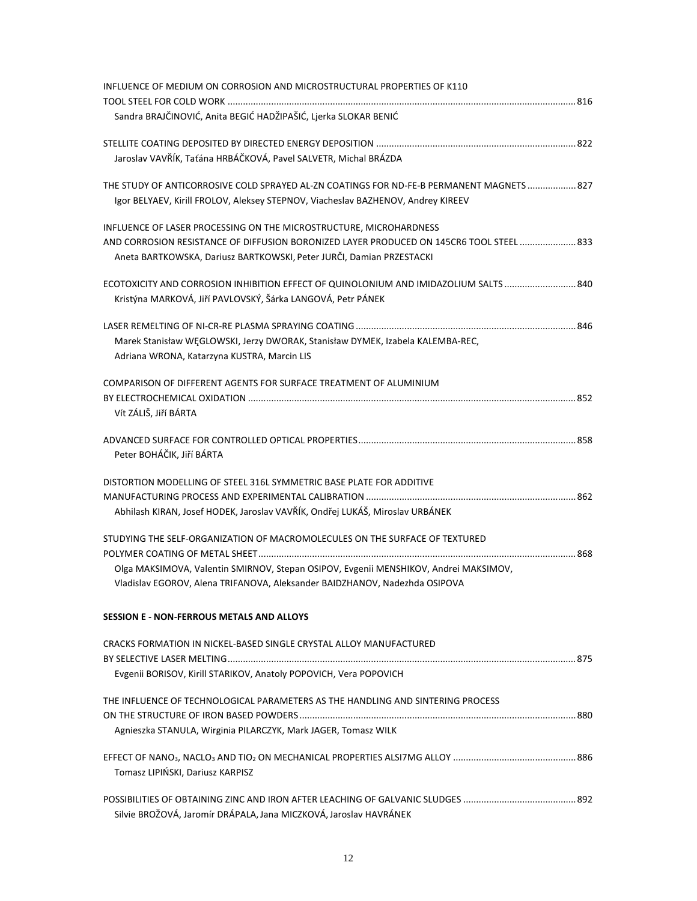INFLUENCE OF MEDIUM ON CORROSION AND MICROSTRUCTURAL PROPERTIES OF K110 TOOL STEEL FOR COLD WORK ........................................................................................................................................ 816
Sandra BRAJČINOVIĆ, Anita BEGIĆ HADŽIPAŠIĆ, Ljerka SLOKAR BENIĆ

STELLITE COATING DEPOSITED BY DIRECTED ENERGY DEPOSITION ............................................................................. 822
Jaroslav VAVŘÍK, Taťána HRBÁČKOVÁ, Pavel SALVETR, Michal BRÁZDA

THE STUDY OF ANTICORROSIVE COLD SPRAYED AL-ZN COATINGS FOR ND-FE-B PERMANENT MAGNETS ................... 827
Igor BELYAEV, Kirill FROLOV, Aleksey STEPNOV, Viacheslav BAZHENOV, Andrey KIREEV

INFLUENCE OF LASER PROCESSING ON THE MICROSTRUCTURE, MICROHARDNESS AND CORROSION RESISTANCE OF DIFFUSION BORONIZED LAYER PRODUCED ON 145CR6 TOOL STEEL ...................... 833
Aneta BARTKOWSKA, Dariusz BARTKOWSKI, Peter JURČI, Damian PRZESTACKI

ECOTOXICITY AND CORROSION INHIBITION EFFECT OF QUINOLONIUM AND IMIDAZOLIUM SALTS ............................ 840
Kristýna MARKOVÁ, Jiří PAVLOVSKÝ, Šárka LANGOVÁ, Petr PÁNEK

LASER REMELTING OF NI-CR-RE PLASMA SPRAYING COATING ..................................................................................... 846
Marek Stanisław WĘGLOWSKI, Jerzy DWORAK, Stanisław DYMEK, Izabela KALEMBA-REC, Adriana WRONA, Katarzyna KUSTRA, Marcin LIS

COMPARISON OF DIFFERENT AGENTS FOR SURFACE TREATMENT OF ALUMINIUM BY ELECTROCHEMICAL OXIDATION ................................................................................................................................ 852
Vít ZÁLIŠ, Jiří BÁRTA

ADVANCED SURFACE FOR CONTROLLED OPTICAL PROPERTIES .................................................................................... 858
Peter BOHÁČIK, Jiří BÁRTA

DISTORTION MODELLING OF STEEL 316L SYMMETRIC BASE PLATE FOR ADDITIVE MANUFACTURING PROCESS AND EXPERIMENTAL CALIBRATION ................................................................................. 862
Abhilash KIRAN, Josef HODEK, Jaroslav VAVŘÍK, Ondřej LUKÁŠ, Miroslav URBÁNEK

STUDYING THE SELF-ORGANIZATION OF MACROMOLECULES ON THE SURFACE OF TEXTURED POLYMER COATING OF METAL SHEET ........................................................................................................................... 868
Olga MAKSIMOVA, Valentin SMIRNOV, Stepan OSIPOV, Evgenii MENSHIKOV, Andrei MAKSIMOV, Vladislav EGOROV, Alena TRIFANOVA, Aleksander BAIDZHANOV, Nadezhda OSIPOVA

**SESSION E - NON-FERROUS METALS AND ALLOYS**

CRACKS FORMATION IN NICKEL-BASED SINGLE CRYSTAL ALLOY MANUFACTURED BY SELECTIVE LASER MELTING ....................................................................................................................................... 875
Evgenii BORISOV, Kirill STARIKOV, Anatoly POPOVICH, Vera POPOVICH

THE INFLUENCE OF TECHNOLOGICAL PARAMETERS AS THE HANDLING AND SINTERING PROCESS ON THE STRUCTURE OF IRON BASED POWDERS ........................................................................................................... 880
Agnieszka STANULA, Wirginia PILARCZYK, Mark JAGER, Tomasz WILK

EFFECT OF $NANO_3$, $NACLO_3$ AND $TIO_2$ ON MECHANICAL PROPERTIES ALSI7MG ALLOY ............................................... 886
Tomasz LIPIŃSKI, Dariusz KARPISZ

POSSIBILITIES OF OBTAINING ZINC AND IRON AFTER LEACHING OF GALVANIC SLUDGES ........................................... 892
Silvie BROŽOVÁ, Jaromír DRÁPALA, Jana MICZKOVÁ, Jaroslav HAVRÁNEK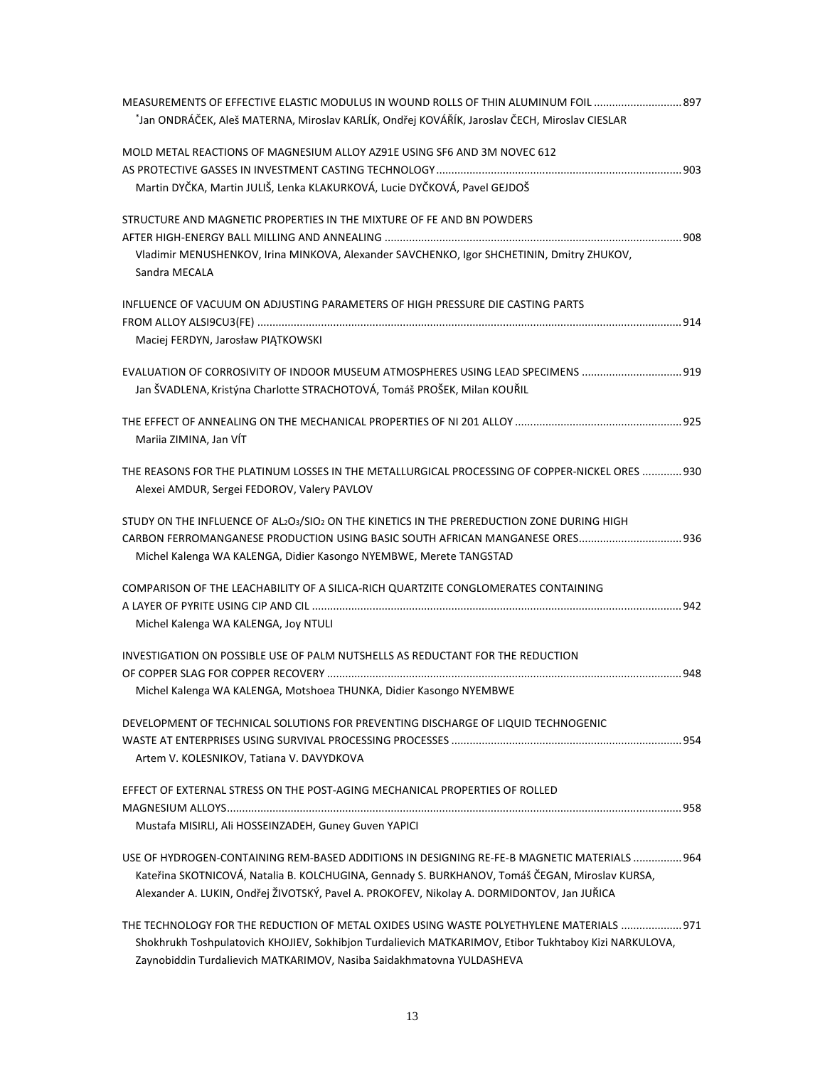MEASUREMENTS OF EFFECTIVE ELASTIC MODULUS IN WOUND ROLLS OF THIN ALUMINUM FOIL ............................ 897
*Jan ONDRÁČEK, Aleš MATERNA, Miroslav KARLÍK, Ondřej KOVÁŘÍK, Jaroslav ČECH, Miroslav CIESLAR

MOLD METAL REACTIONS OF MAGNESIUM ALLOY AZ91E USING SF6 AND 3M NOVEC 612
AS PROTECTIVE GASSES IN INVESTMENT CASTING TECHNOLOGY ................................................................................ 903
Martin DYČKA, Martin JULIŠ, Lenka KLAKURKOVÁ, Lucie DYČKOVÁ, Pavel GEJDOŠ

STRUCTURE AND MAGNETIC PROPERTIES IN THE MIXTURE OF FE AND BN POWDERS
AFTER HIGH-ENERGY BALL MILLING AND ANNEALING .................................................................................................. 908
Vladimir MENUSHENKOV, Irina MINKOVA, Alexander SAVCHENKO, Igor SHCHETININ, Dmitry ZHUKOV, Sandra MECALA

INFLUENCE OF VACUUM ON ADJUSTING PARAMETERS OF HIGH PRESSURE DIE CASTING PARTS
FROM ALLOY ALSI9CU3(FE) ........................................................................................................................................... 914
Maciej FERDYN, Jarosław PIĄTKOWSKI

EVALUATION OF CORROSIVITY OF INDOOR MUSEUM ATMOSPHERES USING LEAD SPECIMENS ................................ 919
Jan ŠVADLENA, Kristýna Charlotte STRACHOTOVÁ, Tomáš PROŠEK, Milan KOUŘIL

THE EFFECT OF ANNEALING ON THE MECHANICAL PROPERTIES OF NI 201 ALLOY ....................................................... 925
Mariia ZIMINA, Jan VÍT

THE REASONS FOR THE PLATINUM LOSSES IN THE METALLURGICAL PROCESSING OF COPPER-NICKEL ORES ............. 930
Alexei AMDUR, Sergei FEDOROV, Valery PAVLOV

STUDY ON THE INFLUENCE OF $AL_2O_3/SIO_2$ ON THE KINETICS IN THE PREREDUCTION ZONE DURING HIGH
CARBON FERROMANGANESE PRODUCTION USING BASIC SOUTH AFRICAN MANGANESE ORES................................. 936
Michel Kalenga WA KALENGA, Didier Kasongo NYEMBWE, Merete TANGSTAD

COMPARISON OF THE LEACHABILITY OF A SILICA-RICH QUARTZITE CONGLOMERATES CONTAINING
A LAYER OF PYRITE USING CIP AND CIL ........................................................................................................................ 942
Michel Kalenga WA KALENGA, Joy NTULI

INVESTIGATION ON POSSIBLE USE OF PALM NUTSHELLS AS REDUCTANT FOR THE REDUCTION
OF COPPER SLAG FOR COPPER RECOVERY .................................................................................................................... 948
Michel Kalenga WA KALENGA, Motshoea THUNKA, Didier Kasongo NYEMBWE

DEVELOPMENT OF TECHNICAL SOLUTIONS FOR PREVENTING DISCHARGE OF LIQUID TECHNOGENIC
WASTE AT ENTERPRISES USING SURVIVAL PROCESSING PROCESSES ............................................................................ 954
Artem V. KOLESNIKOV, Tatiana V. DAVYDKOVA

EFFECT OF EXTERNAL STRESS ON THE POST-AGING MECHANICAL PROPERTIES OF ROLLED
MAGNESIUM ALLOYS..................................................................................................................................................... 958
Mustafa MISIRLI, Ali HOSSEINZADEH, Guney Guven YAPICI

USE OF HYDROGEN-CONTAINING REM-BASED ADDITIONS IN DESIGNING RE-FE-B MAGNETIC MATERIALS ................ 964
Kateřina SKOTNICOVÁ, Natalia B. KOLCHUGINA, Gennady S. BURKHANOV, Tomáš ČEGAN, Miroslav KURSA, Alexander A. LUKIN, Ondřej ŽIVOTSKÝ, Pavel A. PROKOFEV, Nikolay A. DORMIDONTOV, Jan JUŘICA

THE TECHNOLOGY FOR THE REDUCTION OF METAL OXIDES USING WASTE POLYETHYLENE MATERIALS .................... 971
Shokhrukh Toshpulatovich KHOJIEV, Sokhibjon Turdalievich MATKARIMOV, Etibor Tukhtaboy Kizi NARKULOVA, Zaynobiddin Turdalievich MATKARIMOV, Nasiba Saidakhmatovna YULDASHEVA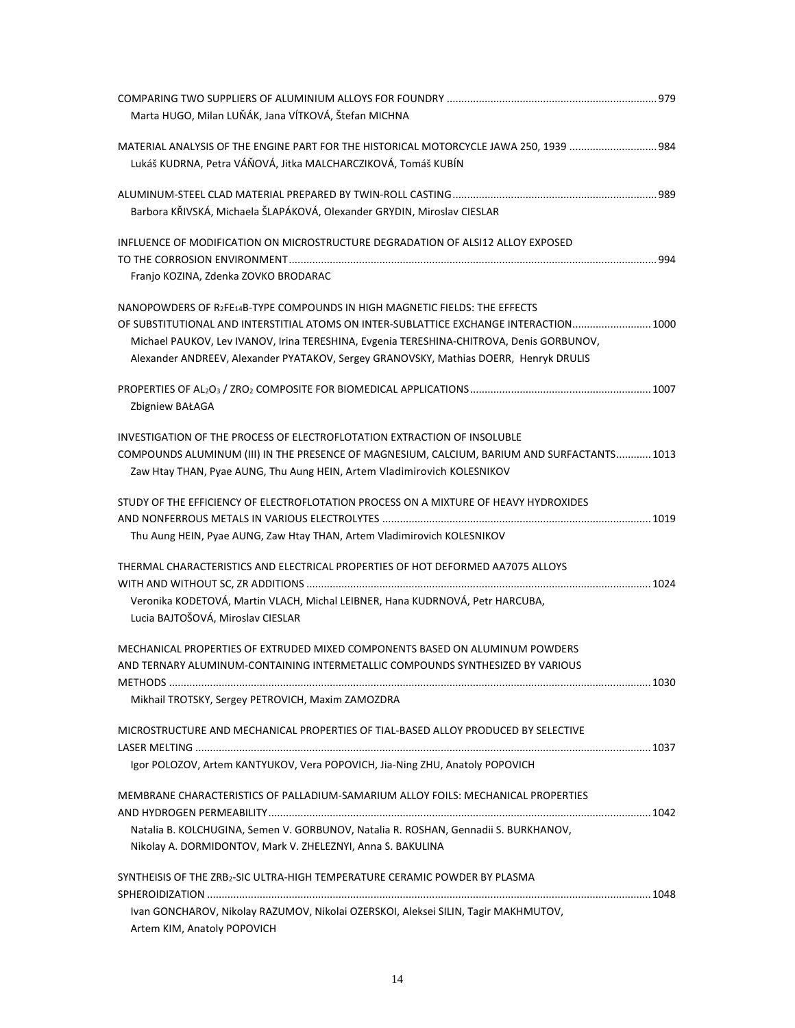COMPARING TWO SUPPLIERS OF ALUMINIUM ALLOYS FOR FOUNDRY ........................................................................ 979
Marta HUGO, Milan LUŇÁK, Jana VÍTKOVÁ, Štefan MICHNA

MATERIAL ANALYSIS OF THE ENGINE PART FOR THE HISTORICAL MOTORCYCLE JAWA 250, 1939 .............................. 984
Lukáš KUDRNA, Petra VÁŇOVÁ, Jitka MALCHARCZIKOVÁ, Tomáš KUBÍN

ALUMINUM-STEEL CLAD MATERIAL PREPARED BY TWIN-ROLL CASTING ...................................................................... 989
Barbora KŘIVSKÁ, Michaela ŠLAPÁKOVÁ, Olexander GRYDIN, Miroslav CIESLAR

INFLUENCE OF MODIFICATION ON MICROSTRUCTURE DEGRADATION OF ALSI12 ALLOY EXPOSED TO THE CORROSION ENVIRONMENT .............................................................................................................................. 994
Franjo KOZINA, Zdenka ZOVKO BRODARAC

NANOPOWDERS OF $R_2FE_{14}B$-TYPE COMPOUNDS IN HIGH MAGNETIC FIELDS: THE EFFECTS OF SUBSTITUTIONAL AND INTERSTITIAL ATOMS ON INTER-SUBLATTICE EXCHANGE INTERACTION ........................... 1000
Michael PAUKOV, Lev IVANOV, Irina TERESHINA, Evgenia TERESHINA-CHITROVA, Denis GORBUNOV, Alexander ANDREEV, Alexander PYATAKOV, Sergey GRANOVSKY, Mathias DOERR, Henryk DRULIS

PROPERTIES OF $AL_2O_3$ / $ZRO_2$ COMPOSITE FOR BIOMEDICAL APPLICATIONS .............................................................. 1007
Zbigniew BAŁAGA

INVESTIGATION OF THE PROCESS OF ELECTROFLOTATION EXTRACTION OF INSOLUBLE COMPOUNDS ALUMINUM (III) IN THE PRESENCE OF MAGNESIUM, CALCIUM, BARIUM AND SURFACTANTS ............ 1013
Zaw Htay THAN, Pyae AUNG, Thu Aung HEIN, Artem Vladimirovich KOLESNIKOV

STUDY OF THE EFFICIENCY OF ELECTROFLOTATION PROCESS ON A MIXTURE OF HEAVY HYDROXIDES AND NONFERROUS METALS IN VARIOUS ELECTROLYTES ............................................................................................ 1019
Thu Aung HEIN, Pyae AUNG, Zaw Htay THAN, Artem Vladimirovich KOLESNIKOV

THERMAL CHARACTERISTICS AND ELECTRICAL PROPERTIES OF HOT DEFORMED AA7075 ALLOYS WITH AND WITHOUT SC, ZR ADDITIONS ..................................................................................................................... 1024
Veronika KODETOVÁ, Martin VLACH, Michal LEIBNER, Hana KUDRNOVÁ, Petr HARCUBA, Lucia BAJTOŠOVÁ, Miroslav CIESLAR

MECHANICAL PROPERTIES OF EXTRUDED MIXED COMPONENTS BASED ON ALUMINUM POWDERS AND TERNARY ALUMINUM-CONTAINING INTERMETALLIC COMPOUNDS SYNTHESIZED BY VARIOUS METHODS ................................................................................................................................................................. 1030
Mikhail TROTSKY, Sergey PETROVICH, Maxim ZAMOZDRA

MICROSTRUCTURE AND MECHANICAL PROPERTIES OF TIAL-BASED ALLOY PRODUCED BY SELECTIVE LASER MELTING ........................................................................................................................................................ 1037
Igor POLOZOV, Artem KANTYUKOV, Vera POPOVICH, Jia-Ning ZHU, Anatoly POPOVICH

MEMBRANE CHARACTERISTICS OF PALLADIUM-SAMARIUM ALLOY FOILS: MECHANICAL PROPERTIES AND HYDROGEN PERMEABILITY .................................................................................................................................. 1042
Natalia B. KOLCHUGINA, Semen V. GORBUNOV, Natalia R. ROSHAN, Gennadii S. BURKHANOV, Nikolay A. DORMIDONTOV, Mark V. ZHELEZNYI, Anna S. BAKULINA

SYNTHEISIS OF THE $ZRB_2$-SIC ULTRA-HIGH TEMPERATURE CERAMIC POWDER BY PLASMA SPHEROIDIZATION ...................................................................................................................................................... 1048
Ivan GONCHAROV, Nikolay RAZUMOV, Nikolai OZERSKOI, Aleksei SILIN, Tagir MAKHMUTOV, Artem KIM, Anatoly POPOVICH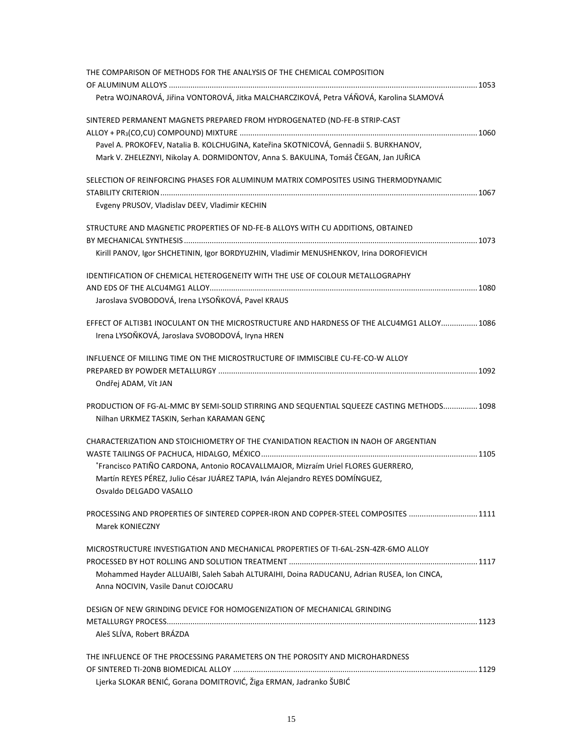THE COMPARISON OF METHODS FOR THE ANALYSIS OF THE CHEMICAL COMPOSITION OF ALUMINUM ALLOYS ............ 1053
Petra WOJNAROVÁ, Jiřina VONTOROVÁ, Jitka MALCHARCZIKOVÁ, Petra VÁŇOVÁ, Karolina SLAMOVÁ

SINTERED PERMANENT MAGNETS PREPARED FROM HYDROGENATED (ND-FE-B STRIP-CAST ALLOY + $PR_3$(CO,CU) COMPOUND) MIXTURE ............ 1060
Pavel A. PROKOFEV, Natalia B. KOLCHUGINA, Kateřina SKOTNICOVÁ, Gennadii S. BURKHANOV, Mark V. ZHELEZNYI, Nikolay A. DORMIDONTOV, Anna S. BAKULINA, Tomáš ČEGAN, Jan JUŘICA

SELECTION OF REINFORCING PHASES FOR ALUMINUM MATRIX COMPOSITES USING THERMODYNAMIC STABILITY CRITERION ............ 1067
Evgeny PRUSOV, Vladislav DEEV, Vladimir KECHIN

STRUCTURE AND MAGNETIC PROPERTIES OF ND-FE-B ALLOYS WITH CU ADDITIONS, OBTAINED BY MECHANICAL SYNTHESIS ............ 1073
Kirill PANOV, Igor SHCHETININ, Igor BORDYUZHIN, Vladimir MENUSHENKOV, Irina DOROFIEVICH

IDENTIFICATION OF CHEMICAL HETEROGENEITY WITH THE USE OF COLOUR METALLOGRAPHY AND EDS OF THE ALCU4MG1 ALLOY ............ 1080
Jaroslava SVOBODOVÁ, Irena LYSOŇKOVÁ, Pavel KRAUS

EFFECT OF ALTI3B1 INOCULANT ON THE MICROSTRUCTURE AND HARDNESS OF THE ALCU4MG1 ALLOY ............ 1086
Irena LYSOŇKOVÁ, Jaroslava SVOBODOVÁ, Iryna HREN

INFLUENCE OF MILLING TIME ON THE MICROSTRUCTURE OF IMMISCIBLE CU-FE-CO-W ALLOY PREPARED BY POWDER METALLURGY ............ 1092
Ondřej ADAM, Vít JAN

PRODUCTION OF FG-AL-MMC BY SEMI-SOLID STIRRING AND SEQUENTIAL SQUEEZE CASTING METHODS ............ 1098
Nilhan URKMEZ TASKIN, Serhan KARAMAN GENÇ

CHARACTERIZATION AND STOICHIOMETRY OF THE CYANIDATION REACTION IN NAOH OF ARGENTIAN WASTE TAILINGS OF PACHUCA, HIDALGO, MÉXICO ............ 1105
*Francisco PATIÑO CARDONA, Antonio ROCAVALLMAJOR, Mizraím Uriel FLORES GUERRERO, Martín REYES PÉREZ, Julio César JUÁREZ TAPIA, Iván Alejandro REYES DOMÍNGUEZ, Osvaldo DELGADO VASALLO

PROCESSING AND PROPERTIES OF SINTERED COPPER-IRON AND COPPER-STEEL COMPOSITES ............ 1111
Marek KONIECZNY

MICROSTRUCTURE INVESTIGATION AND MECHANICAL PROPERTIES OF TI-6AL-2SN-4ZR-6MO ALLOY PROCESSED BY HOT ROLLING AND SOLUTION TREATMENT ............ 1117
Mohammed Hayder ALLUAIBI, Saleh Sabah ALTURAIHI, Doina RADUCANU, Adrian RUSEA, Ion CINCA, Anna NOCIVIN, Vasile Danut COJOCARU

DESIGN OF NEW GRINDING DEVICE FOR HOMOGENIZATION OF MECHANICAL GRINDING METALLURGY PROCESS ............ 1123
Aleš SLÍVA, Robert BRÁZDA

THE INFLUENCE OF THE PROCESSING PARAMETERS ON THE POROSITY AND MICROHARDNESS OF SINTERED TI-20NB BIOMEDICAL ALLOY ............ 1129
Ljerka SLOKAR BENIĆ, Gorana DOMITROVIĆ, Žiga ERMAN, Jadranko ŠUBIĆ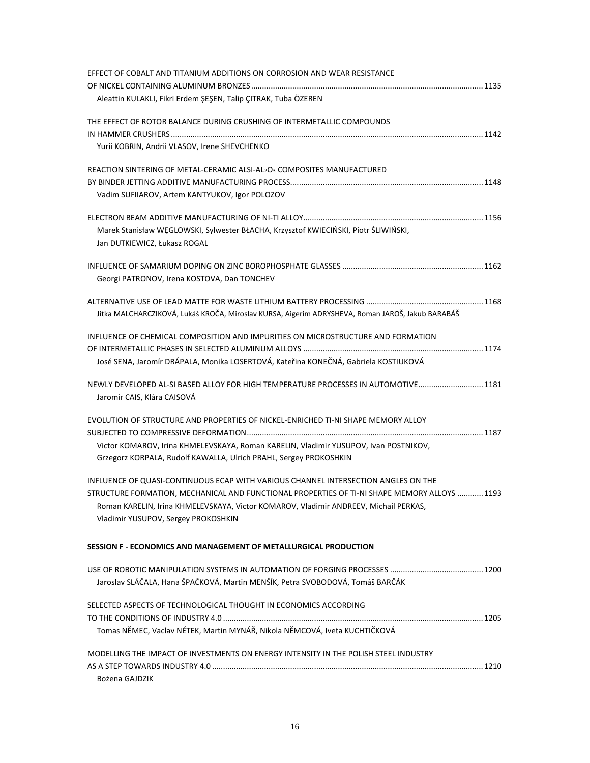EFFECT OF COBALT AND TITANIUM ADDITIONS ON CORROSION AND WEAR RESISTANCE OF NICKEL CONTAINING ALUMINUM BRONZES ........................................................................................................................ 1135
Aleattin KULAKLI, Fikri Erdem ŞEŞEN, Talip ÇITRAK, Tuba ÖZEREN

THE EFFECT OF ROTOR BALANCE DURING CRUSHING OF INTERMETALLIC COMPOUNDS IN HAMMER CRUSHERS ........................................................................................................................................... 1142
Yurii KOBRIN, Andrii VLASOV, Irene SHEVCHENKO

REACTION SINTERING OF METAL-CERAMIC ALSI-$AL_2O_3$ COMPOSITES MANUFACTURED BY BINDER JETTING ADDITIVE MANUFACTURING PROCESS ....................................................................................... 1148
Vadim SUFIIAROV, Artem KANTYUKOV, Igor POLOZOV

ELECTRON BEAM ADDITIVE MANUFACTURING OF NI-TI ALLOY ................................................................................. 1156
Marek Stanisław WĘGLOWSKI, Sylwester BŁACHA, Krzysztof KWIECIŃSKI, Piotr ŚLIWIŃSKI, Jan DUTKIEWICZ, Łukasz ROGAL

INFLUENCE OF SAMARIUM DOPING ON ZINC BOROPHOSPHATE GLASSES ............................................................... 1162
Georgi PATRONOV, Irena KOSTOVA, Dan TONCHEV

ALTERNATIVE USE OF LEAD MATTE FOR WASTE LITHIUM BATTERY PROCESSING ..................................................... 1168
Jitka MALCHARCZIKOVÁ, Lukáš KROČA, Miroslav KURSA, Aigerim ADRYSHEVA, Roman JAROŠ, Jakub BARABÁŠ

INFLUENCE OF CHEMICAL COMPOSITION AND IMPURITIES ON MICROSTRUCTURE AND FORMATION OF INTERMETALLIC PHASES IN SELECTED ALUMINUM ALLOYS ................................................................................. 1174
José SENA, Jaromír DRÁPALA, Monika LOSERTOVÁ, Kateřina KONEČNÁ, Gabriela KOSTIUKOVÁ

NEWLY DEVELOPED AL-SI BASED ALLOY FOR HIGH TEMPERATURE PROCESSES IN AUTOMOTIVE ............................. 1181
Jaromír CAIS, Klára CAISOVÁ

EVOLUTION OF STRUCTURE AND PROPERTIES OF NICKEL-ENRICHED TI-NI SHAPE MEMORY ALLOY SUBJECTED TO COMPRESSIVE DEFORMATION ........................................................................................................... 1187
Victor KOMAROV, Irina KHMELEVSKAYA, Roman KARELIN, Vladimir YUSUPOV, Ivan POSTNIKOV, Grzegorz KORPALA, Rudolf KAWALLA, Ulrich PRAHL, Sergey PROKOSHKIN

INFLUENCE OF QUASI-CONTINUOUS ECAP WITH VARIOUS CHANNEL INTERSECTION ANGLES ON THE STRUCTURE FORMATION, MECHANICAL AND FUNCTIONAL PROPERTIES OF TI-NI SHAPE MEMORY ALLOYS ............ 1193
Roman KARELIN, Irina KHMELEVSKAYA, Victor KOMAROV, Vladimir ANDREEV, Michail PERKAS, Vladimir YUSUPOV, Sergey PROKOSHKIN

**SESSION F - ECONOMICS AND MANAGEMENT OF METALLURGICAL PRODUCTION**

USE OF ROBOTIC MANIPULATION SYSTEMS IN AUTOMATION OF FORGING PROCESSES ........................................... 1200
Jaroslav SLÁČALA, Hana ŠPAČKOVÁ, Martin MENŠÍK, Petra SVOBODOVÁ, Tomáš BARČÁK

SELECTED ASPECTS OF TECHNOLOGICAL THOUGHT IN ECONOMICS ACCORDING TO THE CONDITIONS OF INDUSTRY 4.0 ....................................................................................................................... 1205
Tomas NĚMEC, Vaclav NÉTEK, Martin MYNÁŘ, Nikola NĚMCOVÁ, Iveta KUCHTIČKOVÁ

MODELLING THE IMPACT OF INVESTMENTS ON ENERGY INTENSITY IN THE POLISH STEEL INDUSTRY AS A STEP TOWARDS INDUSTRY 4.0 ............................................................................................................................ 1210
Bożena GAJDZIK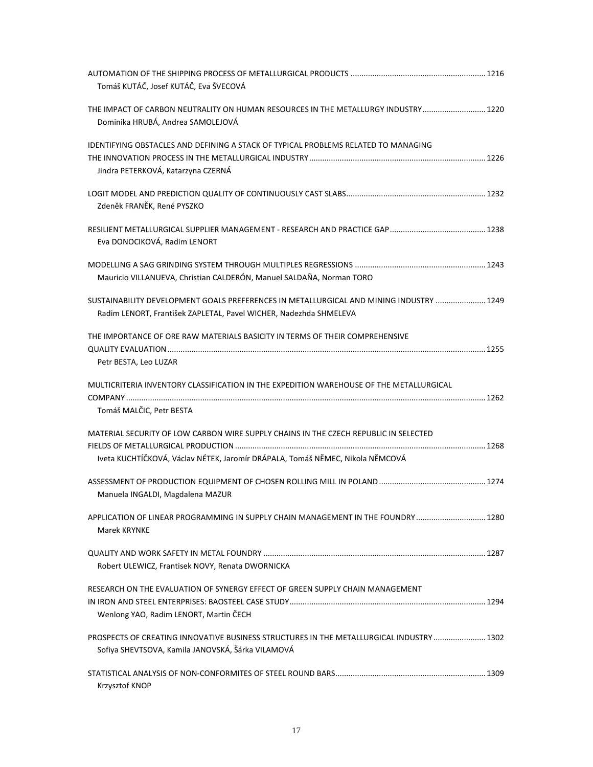AUTOMATION OF THE SHIPPING PROCESS OF METALLURGICAL PRODUCTS ............................................................. 1216
Tomáš KUTÁČ, Josef KUTÁČ, Eva ŠVECOVÁ

THE IMPACT OF CARBON NEUTRALITY ON HUMAN RESOURCES IN THE METALLURGY INDUSTRY ............................ 1220
Dominika HRUBÁ, Andrea SAMOLEJOVÁ

IDENTIFYING OBSTACLES AND DEFINING A STACK OF TYPICAL PROBLEMS RELATED TO MANAGING THE INNOVATION PROCESS IN THE METALLURGICAL INDUSTRY ................................................................................ 1226
Jindra PETERKOVÁ, Katarzyna CZERNÁ

LOGIT MODEL AND PREDICTION QUALITY OF CONTINUOUSLY CAST SLABS ............................................................... 1232
Zdeněk FRANĚK, René PYSZKO

RESILIENT METALLURGICAL SUPPLIER MANAGEMENT - RESEARCH AND PRACTICE GAP ........................................... 1238
Eva DONOCIKOVÁ, Radim LENORT

MODELLING A SAG GRINDING SYSTEM THROUGH MULTIPLES REGRESSIONS ........................................................... 1243
Mauricio VILLANUEVA, Christian CALDERÓN, Manuel SALDAÑA, Norman TORO

SUSTAINABILITY DEVELOPMENT GOALS PREFERENCES IN METALLURGICAL AND MINING INDUSTRY ...................... 1249
Radim LENORT, František ZAPLETAL, Pavel WICHER, Nadezhda SHMELEVA

THE IMPORTANCE OF ORE RAW MATERIALS BASICITY IN TERMS OF THEIR COMPREHENSIVE QUALITY EVALUATION ................................................................................................................................................. 1255
Petr BESTA, Leo LUZAR

MULTICRITERIA INVENTORY CLASSIFICATION IN THE EXPEDITION WAREHOUSE OF THE METALLURGICAL COMPANY ..................................................................................................................................................... 1262
Tomáš MALČIC, Petr BESTA

MATERIAL SECURITY OF LOW CARBON WIRE SUPPLY CHAINS IN THE CZECH REPUBLIC IN SELECTED FIELDS OF METALLURGICAL PRODUCTION .................................................................................................. 1268
Iveta KUCHTÍČKOVÁ, Václav NÉTEK, Jaromír DRÁPALA, Tomáš NĚMEC, Nikola NĚMCOVÁ

ASSESSMENT OF PRODUCTION EQUIPMENT OF CHOSEN ROLLING MILL IN POLAND ................................................ 1274
Manuela INGALDI, Magdalena MAZUR

APPLICATION OF LINEAR PROGRAMMING IN SUPPLY CHAIN MANAGEMENT IN THE FOUNDRY ................................ 1280
Marek KRYNKE

QUALITY AND WORK SAFETY IN METAL FOUNDRY ..................................................................................................... 1287
Robert ULEWICZ, Frantisek NOVY, Renata DWORNICKA

RESEARCH ON THE EVALUATION OF SYNERGY EFFECT OF GREEN SUPPLY CHAIN MANAGEMENT IN IRON AND STEEL ENTERPRISES: BAOSTEEL CASE STUDY ......................................................................................... 1294
Wenlong YAO, Radim LENORT, Martin ČECH

PROSPECTS OF CREATING INNOVATIVE BUSINESS STRUCTURES IN THE METALLURGICAL INDUSTRY ....................... 1302
Sofiya SHEVTSOVA, Kamila JANOVSKÁ, Šárka VILAMOVÁ

STATISTICAL ANALYSIS OF NON-CONFORMITES OF STEEL ROUND BARS .................................................................... 1309
Krzysztof KNOP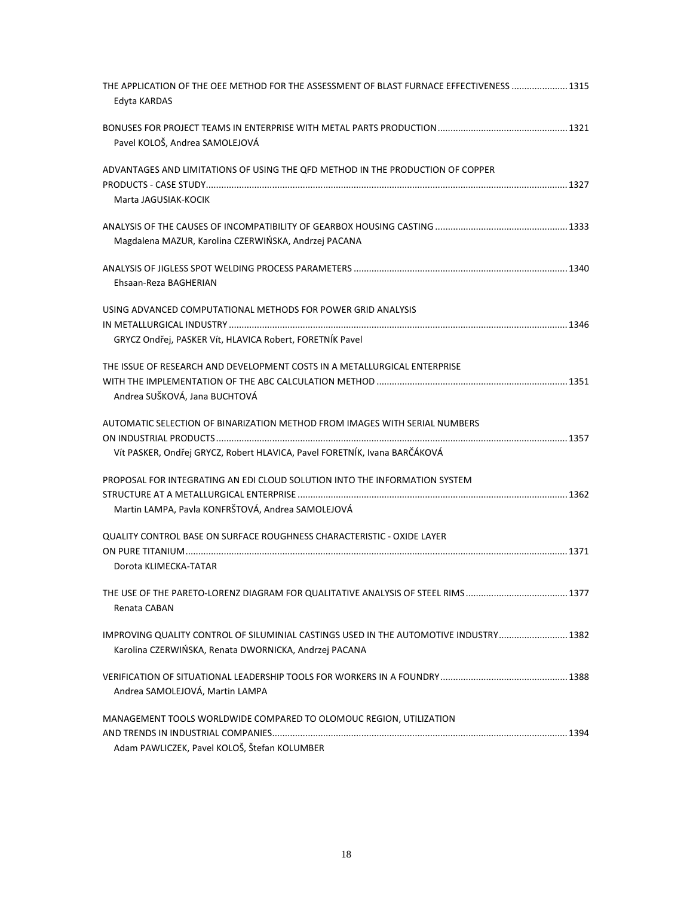THE APPLICATION OF THE OEE METHOD FOR THE ASSESSMENT OF BLAST FURNACE EFFECTIVENESS ...................... 1315
Edyta KARDAS

BONUSES FOR PROJECT TEAMS IN ENTERPRISE WITH METAL PARTS PRODUCTION ................................................... 1321
Pavel KOLOŠ, Andrea SAMOLEJOVÁ

ADVANTAGES AND LIMITATIONS OF USING THE QFD METHOD IN THE PRODUCTION OF COPPER PRODUCTS - CASE STUDY ........................................................................................................................................... 1327
Marta JAGUSIAK-KOCIK

ANALYSIS OF THE CAUSES OF INCOMPATIBILITY OF GEARBOX HOUSING CASTING .................................................... 1333
Magdalena MAZUR, Karolina CZERWIŃSKA, Andrzej PACANA

ANALYSIS OF JIGLESS SPOT WELDING PROCESS PARAMETERS .................................................................................... 1340
Ehsaan-Reza BAGHERIAN

USING ADVANCED COMPUTATIONAL METHODS FOR POWER GRID ANALYSIS IN METALLURGICAL INDUSTRY ..................................................................................................................................... 1346
GRYCZ Ondřej, PASKER Vít, HLAVICA Robert, FORETNÍK Pavel

THE ISSUE OF RESEARCH AND DEVELOPMENT COSTS IN A METALLURGICAL ENTERPRISE WITH THE IMPLEMENTATION OF THE ABC CALCULATION METHOD ........................................................................... 1351
Andrea SUŠKOVÁ, Jana BUCHTOVÁ

AUTOMATIC SELECTION OF BINARIZATION METHOD FROM IMAGES WITH SERIAL NUMBERS ON INDUSTRIAL PRODUCTS ......................................................................................................................................... 1357
Vít PASKER, Ondřej GRYCZ, Robert HLAVICA, Pavel FORETNÍK, Ivana BARČÁKOVÁ

PROPOSAL FOR INTEGRATING AN EDI CLOUD SOLUTION INTO THE INFORMATION SYSTEM STRUCTURE AT A METALLURGICAL ENTERPRISE ......................................................................................................... 1362
Martin LAMPA, Pavla KONFRŠTOVÁ, Andrea SAMOLEJOVÁ

QUALITY CONTROL BASE ON SURFACE ROUGHNESS CHARACTERISTIC - OXIDE LAYER ON PURE TITANIUM ...................................................................................................................................................... 1371
Dorota KLIMECKA-TATAR

THE USE OF THE PARETO-LORENZ DIAGRAM FOR QUALITATIVE ANALYSIS OF STEEL RIMS ........................................ 1377
Renata CABAN

IMPROVING QUALITY CONTROL OF SILUMINIAL CASTINGS USED IN THE AUTOMOTIVE INDUSTRY ........................... 1382
Karolina CZERWIŃSKA, Renata DWORNICKA, Andrzej PACANA

VERIFICATION OF SITUATIONAL LEADERSHIP TOOLS FOR WORKERS IN A FOUNDRY .................................................. 1388
Andrea SAMOLEJOVÁ, Martin LAMPA

MANAGEMENT TOOLS WORLDWIDE COMPARED TO OLOMOUC REGION, UTILIZATION AND TRENDS IN INDUSTRIAL COMPANIES .................................................................................................................... 1394
Adam PAWLICZEK, Pavel KOLOŠ, Štefan KOLUMBER